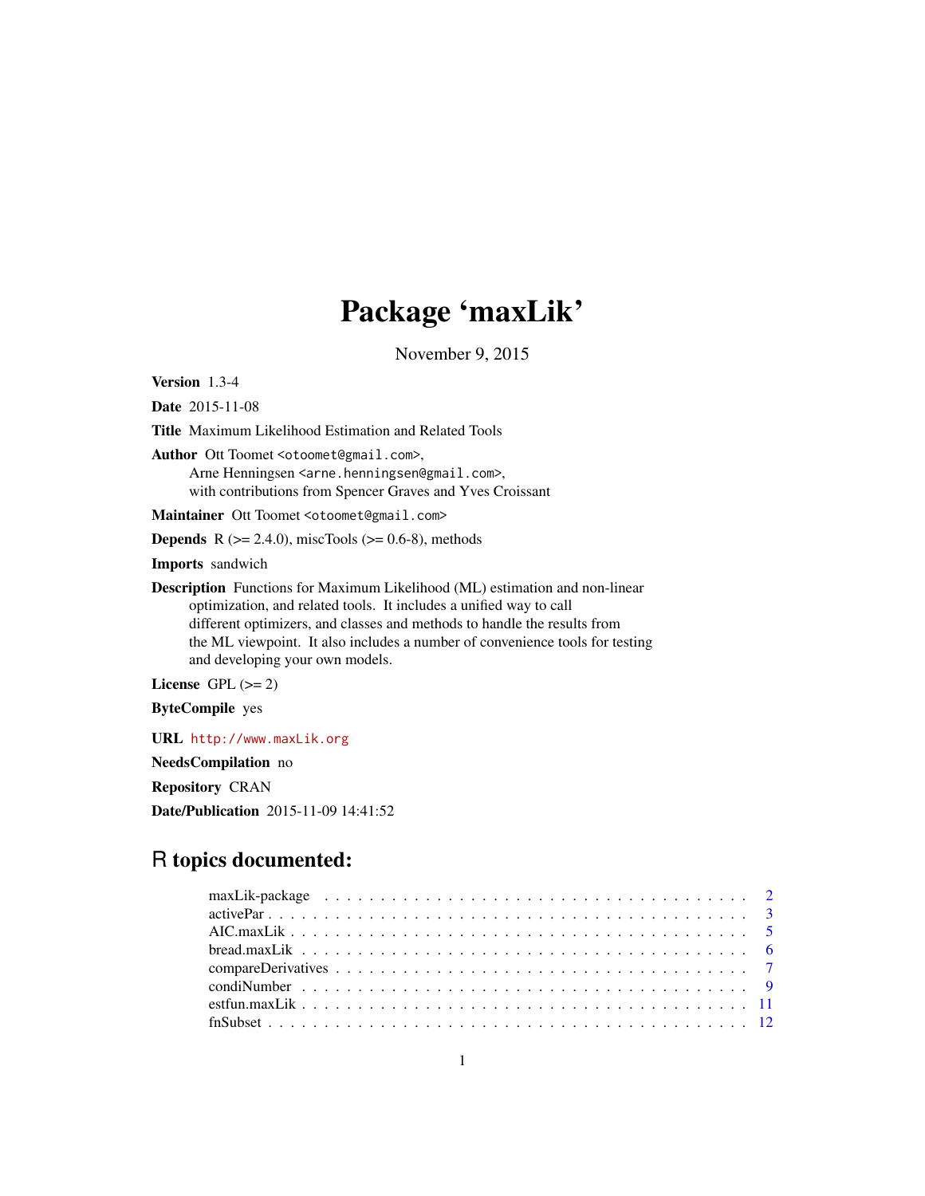# Package 'maxLik'

November 9, 2015

**Version** 1.3-4

**Date** 2015-11-08

**Title** Maximum Likelihood Estimation and Related Tools

**Author** Ott Toomet <otoomet@gmail.com>,
Arne Henningsen <arne.henningsen@gmail.com>,
with contributions from Spencer Graves and Yves Croissant

**Maintainer** Ott Toomet <otoomet@gmail.com>

**Depends** R (>= 2.4.0), miscTools (>= 0.6-8), methods

**Imports** sandwich

**Description** Functions for Maximum Likelihood (ML) estimation and non-linear optimization, and related tools. It includes a unified way to call different optimizers, and classes and methods to handle the results from the ML viewpoint. It also includes a number of convenience tools for testing and developing your own models.

**License** GPL (>= 2)

**ByteCompile** yes

**URL** http://www.maxLik.org

**NeedsCompilation** no

**Repository** CRAN

**Date/Publication** 2015-11-09 14:41:52

## R topics documented:

- maxLik-package . . . . . . . . . . . . . . . . . . . . . . . . . . . . . . . . . . . . . . 2
- activePar . . . . . . . . . . . . . . . . . . . . . . . . . . . . . . . . . . . . . . . . . . 3
- AIC.maxLik . . . . . . . . . . . . . . . . . . . . . . . . . . . . . . . . . . . . . . . . 5
- bread.maxLik . . . . . . . . . . . . . . . . . . . . . . . . . . . . . . . . . . . . . . . 6
- compareDerivatives . . . . . . . . . . . . . . . . . . . . . . . . . . . . . . . . . . . . 7
- condiNumber . . . . . . . . . . . . . . . . . . . . . . . . . . . . . . . . . . . . . . . 9
- estfun.maxLik . . . . . . . . . . . . . . . . . . . . . . . . . . . . . . . . . . . . . . . 11
- fnSubset . . . . . . . . . . . . . . . . . . . . . . . . . . . . . . . . . . . . . . . . . . 12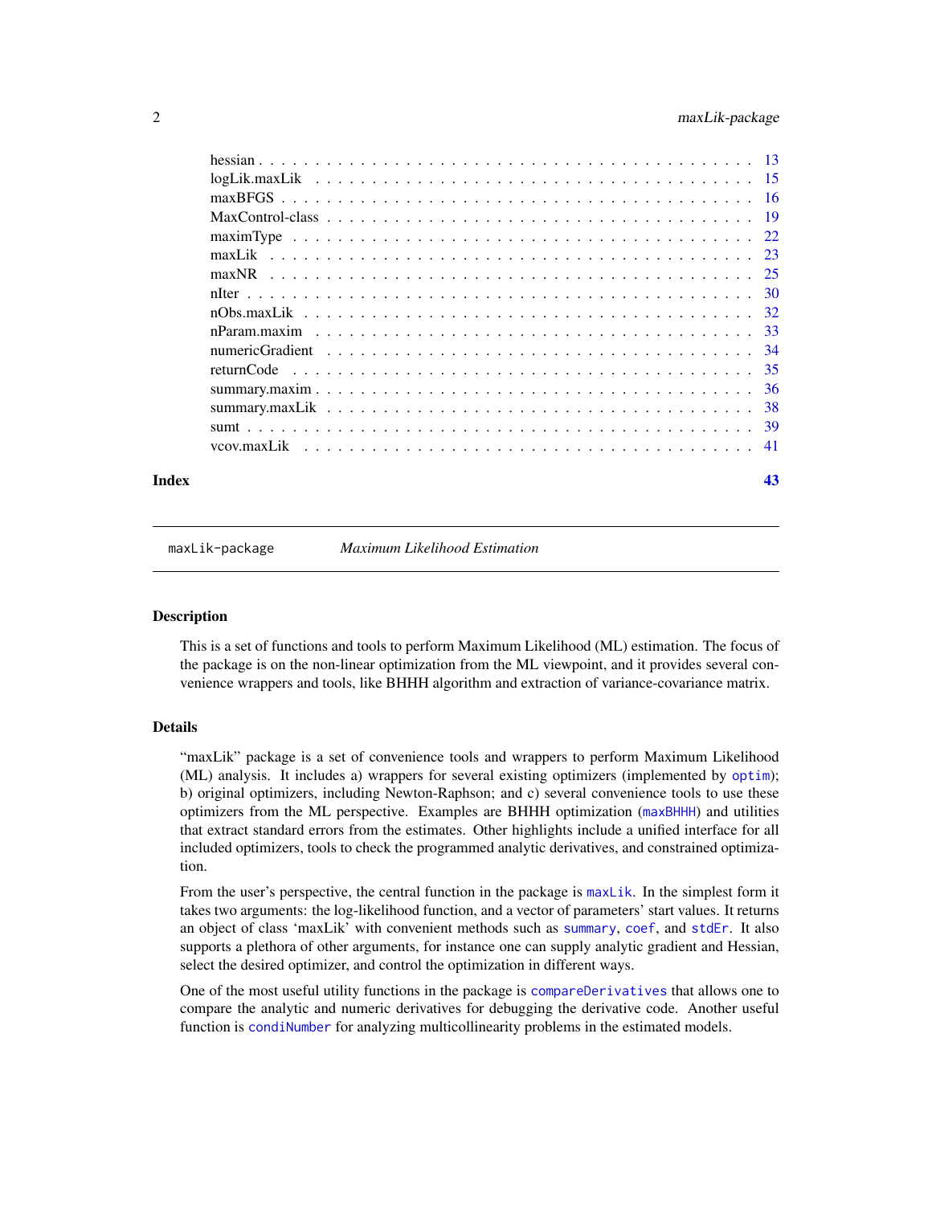| | |
|---|---|
| hessian | 13 |
| logLik.maxLik | 15 |
| maxBFGS | 16 |
| MaxControl-class | 19 |
| maximType | 22 |
| maxLik | 23 |
| maxNR | 25 |
| nIter | 30 |
| nObs.maxLik | 32 |
| nParam.maxim | 33 |
| numericGradient | 34 |
| returnCode | 35 |
| summary.maxim | 36 |
| summary.maxLik | 38 |
| sumt | 39 |
| vcov.maxLik | 41 |
| **Index** | **43** |

---

`maxLik-package` *Maximum Likelihood Estimation*

---

### Description

This is a set of functions and tools to perform Maximum Likelihood (ML) estimation. The focus of the package is on the non-linear optimization from the ML viewpoint, and it provides several convenience wrappers and tools, like BHHH algorithm and extraction of variance-covariance matrix.

### Details

"maxLik" package is a set of convenience tools and wrappers to perform Maximum Likelihood (ML) analysis. It includes a) wrappers for several existing optimizers (implemented by `optim`); b) original optimizers, including Newton-Raphson; and c) several convenience tools to use these optimizers from the ML perspective. Examples are BHHH optimization (`maxBHHH`) and utilities that extract standard errors from the estimates. Other highlights include a unified interface for all included optimizers, tools to check the programmed analytic derivatives, and constrained optimization.

From the user's perspective, the central function in the package is `maxLik`. In the simplest form it takes two arguments: the log-likelihood function, and a vector of parameters' start values. It returns an object of class 'maxLik' with convenient methods such as `summary`, `coef`, and `stdEr`. It also supports a plethora of other arguments, for instance one can supply analytic gradient and Hessian, select the desired optimizer, and control the optimization in different ways.

One of the most useful utility functions in the package is `compareDerivatives` that allows one to compare the analytic and numeric derivatives for debugging the derivative code. Another useful function is `condiNumber` for analyzing multicollinearity problems in the estimated models.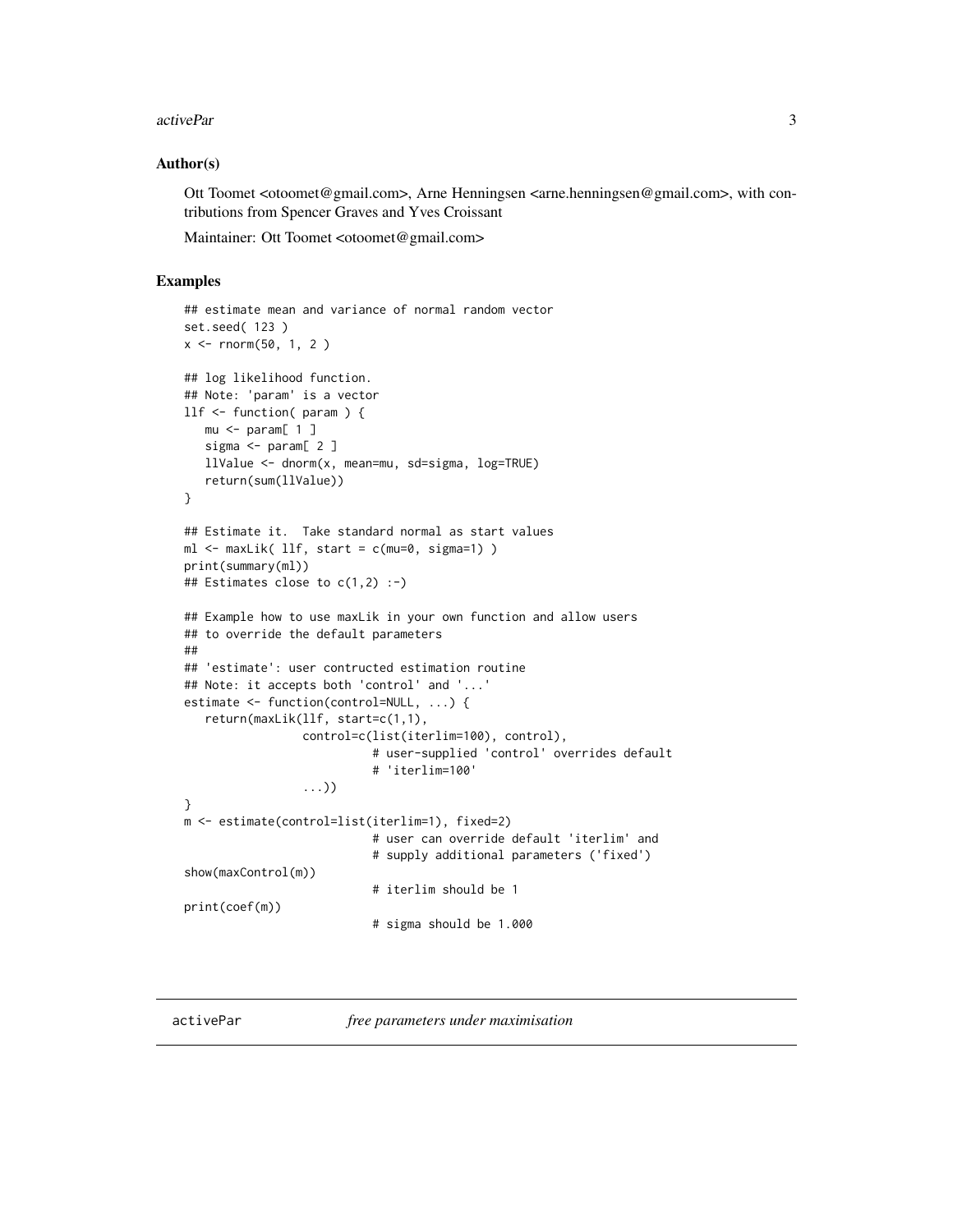### Author(s)

Ott Toomet <otoomet@gmail.com>, Arne Henningsen <arne.henningsen@gmail.com>, with contributions from Spencer Graves and Yves Croissant

Maintainer: Ott Toomet <otoomet@gmail.com>

### Examples

```
## estimate mean and variance of normal random vector
set.seed( 123 )
x <- rnorm(50, 1, 2 )

## log likelihood function.
## Note: 'param' is a vector
llf <- function( param ) {
   mu <- param[ 1 ]
   sigma <- param[ 2 ]
   llValue <- dnorm(x, mean=mu, sd=sigma, log=TRUE)
   return(sum(llValue))
}

## Estimate it.  Take standard normal as start values
ml <- maxLik( llf, start = c(mu=0, sigma=1) )
print(summary(ml))
## Estimates close to c(1,2) :-)

## Example how to use maxLik in your own function and allow users
## to override the default parameters
##
## 'estimate': user contructed estimation routine
## Note: it accepts both 'control' and '...'
estimate <- function(control=NULL, ...) {
   return(maxLik(llf, start=c(1,1),
                 control=c(list(iterlim=100), control),
                           # user-supplied 'control' overrides default
                           # 'iterlim=100'
                 ...))
}
m <- estimate(control=list(iterlim=1), fixed=2)
                           # user can override default 'iterlim' and
                           # supply additional parameters ('fixed')
show(maxControl(m))
                           # iterlim should be 1
print(coef(m))
                           # sigma should be 1.000
```

---

## activePar    *free parameters under maximisation*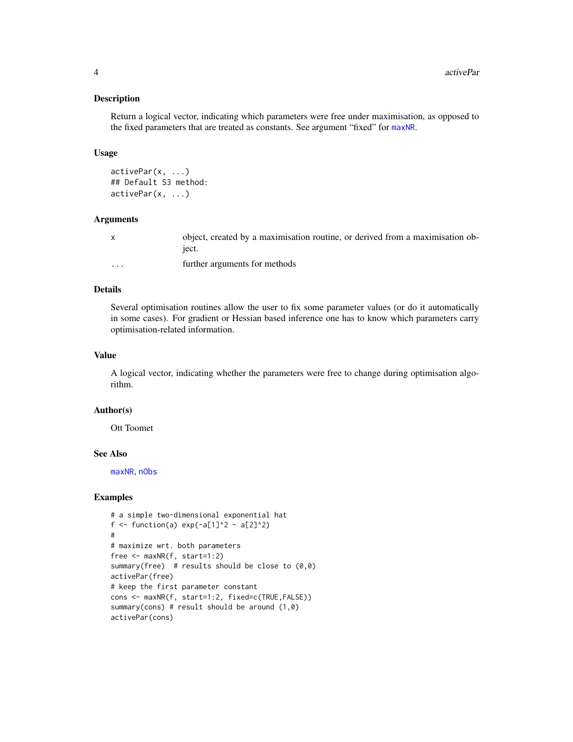## Description

Return a logical vector, indicating which parameters were free under maximisation, as opposed to the fixed parameters that are treated as constants. See argument "fixed" for `maxNR`.

## Usage

```
activePar(x, ...)
## Default S3 method:
activePar(x, ...)
```

## Arguments

| | |
|---|---|
| `x` | object, created by a maximisation routine, or derived from a maximisation object. |
| `...` | further arguments for methods |

## Details

Several optimisation routines allow the user to fix some parameter values (or do it automatically in some cases). For gradient or Hessian based inference one has to know which parameters carry optimisation-related information.

## Value

A logical vector, indicating whether the parameters were free to change during optimisation algorithm.

## Author(s)

Ott Toomet

## See Also

`maxNR`, `nObs`

## Examples

```
# a simple two-dimensional exponential hat
f <- function(a) exp(-a[1]^2 - a[2]^2)
#
# maximize wrt. both parameters
free <- maxNR(f, start=1:2)
summary(free)  # results should be close to (0,0)
activePar(free)
# keep the first parameter constant
cons <- maxNR(f, start=1:2, fixed=c(TRUE,FALSE))
summary(cons) # result should be around (1,0)
activePar(cons)
```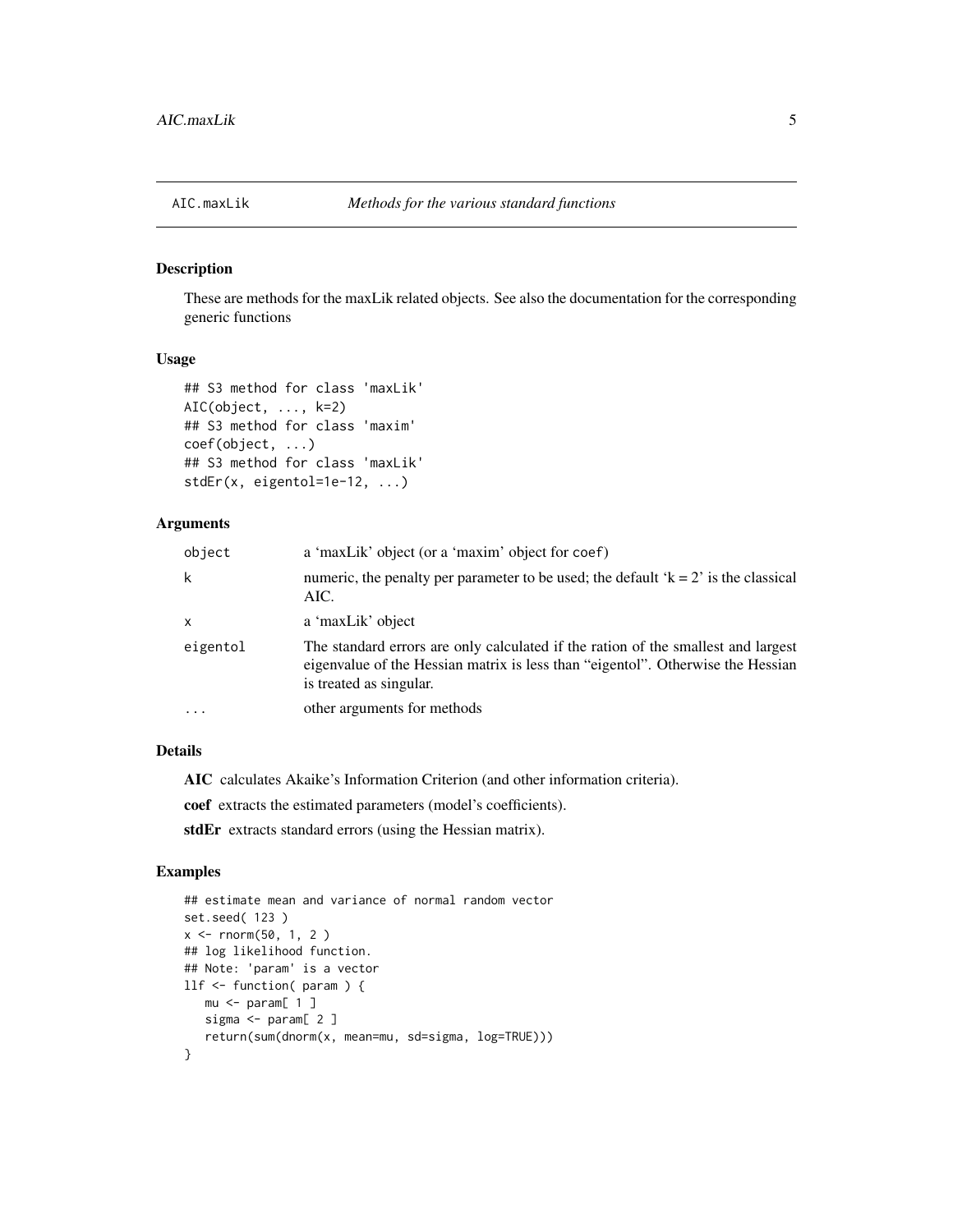# AIC.maxLik *Methods for the various standard functions*

## Description

These are methods for the maxLik related objects. See also the documentation for the corresponding generic functions

## Usage

```
## S3 method for class 'maxLik'
AIC(object, ..., k=2)
## S3 method for class 'maxim'
coef(object, ...)
## S3 method for class 'maxLik'
stdEr(x, eigentol=1e-12, ...)
```

## Arguments

| | |
|---|---|
| `object` | a 'maxLik' object (or a 'maxim' object for `coef`) |
| `k` | numeric, the penalty per parameter to be used; the default 'k = 2' is the classical AIC. |
| `x` | a 'maxLik' object |
| `eigentol` | The standard errors are only calculated if the ration of the smallest and largest eigenvalue of the Hessian matrix is less than "eigentol". Otherwise the Hessian is treated as singular. |
| `...` | other arguments for methods |

## Details

**AIC** calculates Akaike's Information Criterion (and other information criteria).

**coef** extracts the estimated parameters (model's coefficients).

**stdEr** extracts standard errors (using the Hessian matrix).

## Examples

```
## estimate mean and variance of normal random vector
set.seed( 123 )
x <- rnorm(50, 1, 2 )
## log likelihood function.
## Note: 'param' is a vector
llf <- function( param ) {
   mu <- param[ 1 ]
   sigma <- param[ 2 ]
   return(sum(dnorm(x, mean=mu, sd=sigma, log=TRUE)))
}
```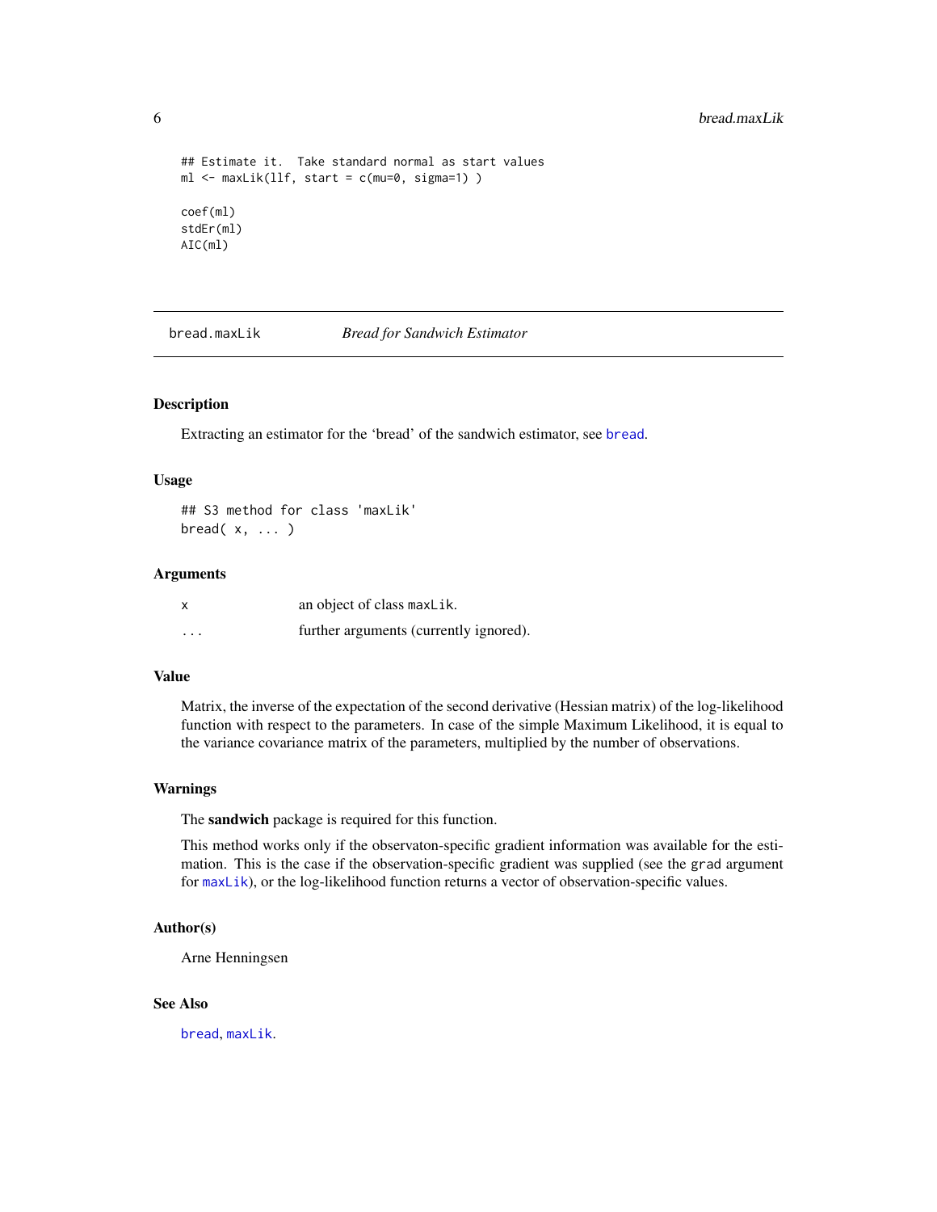```
## Estimate it.  Take standard normal as start values
ml <- maxLik(llf, start = c(mu=0, sigma=1) )

coef(ml)
stdEr(ml)
AIC(ml)
```

---

## bread.maxLik *Bread for Sandwich Estimator*

---

### Description

Extracting an estimator for the 'bread' of the sandwich estimator, see bread.

### Usage

```
## S3 method for class 'maxLik'
bread( x, ... )
```

### Arguments

| | |
|---|---|
| x | an object of class maxLik. |
| ... | further arguments (currently ignored). |

### Value

Matrix, the inverse of the expectation of the second derivative (Hessian matrix) of the log-likelihood function with respect to the parameters. In case of the simple Maximum Likelihood, it is equal to the variance covariance matrix of the parameters, multiplied by the number of observations.

### Warnings

The **sandwich** package is required for this function.

This method works only if the observaton-specific gradient information was available for the estimation. This is the case if the observation-specific gradient was supplied (see the grad argument for maxLik), or the log-likelihood function returns a vector of observation-specific values.

### Author(s)

Arne Henningsen

### See Also

bread, maxLik.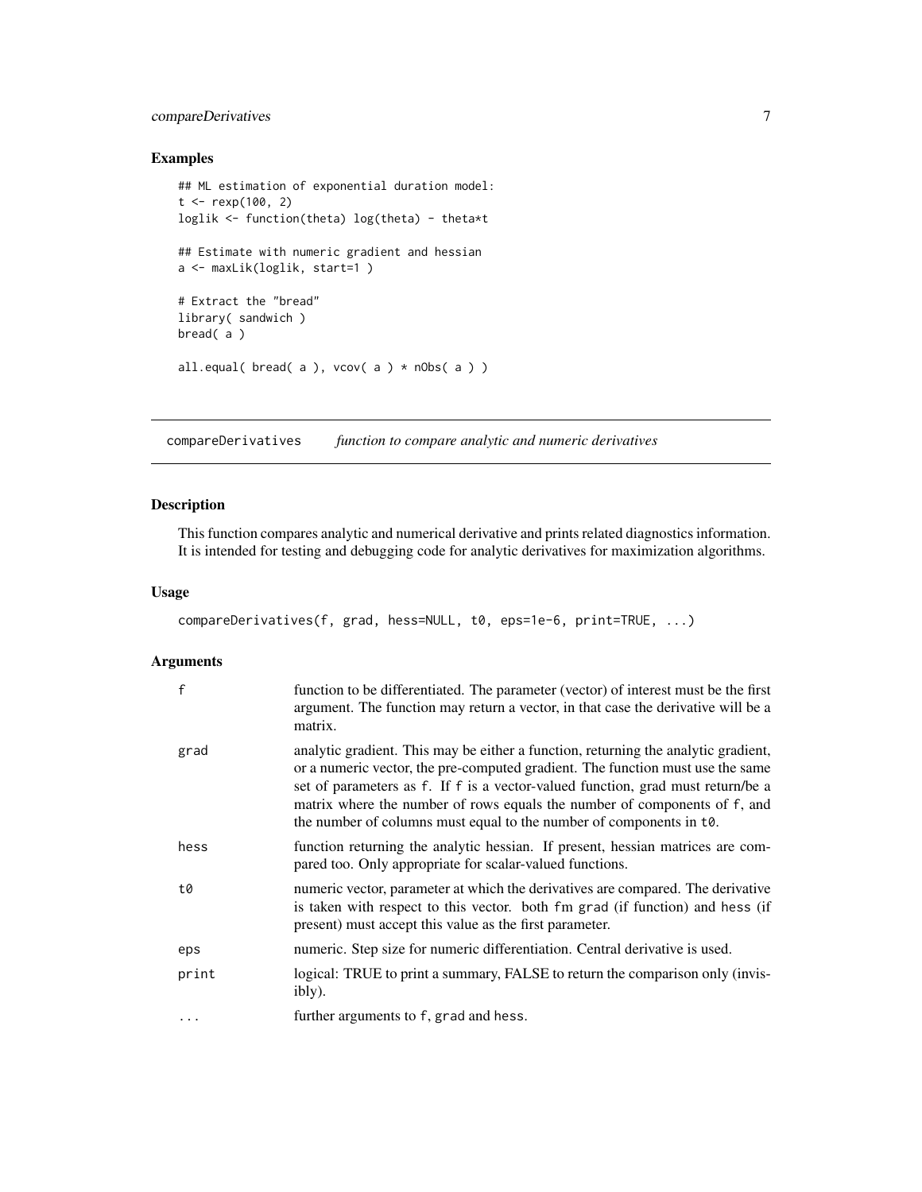## Examples

```
## ML estimation of exponential duration model:
t <- rexp(100, 2)
loglik <- function(theta) log(theta) - theta*t

## Estimate with numeric gradient and hessian
a <- maxLik(loglik, start=1 )

# Extract the "bread"
library( sandwich )
bread( a )

all.equal( bread( a ), vcov( a ) * nObs( a ) )
```

---

# compareDerivatives *function to compare analytic and numeric derivatives*

## Description

This function compares analytic and numerical derivative and prints related diagnostics information. It is intended for testing and debugging code for analytic derivatives for maximization algorithms.

## Usage

```
compareDerivatives(f, grad, hess=NULL, t0, eps=1e-6, print=TRUE, ...)
```

## Arguments

| | |
|---|---|
| `f` | function to be differentiated. The parameter (vector) of interest must be the first argument. The function may return a vector, in that case the derivative will be a matrix. |
| `grad` | analytic gradient. This may be either a function, returning the analytic gradient, or a numeric vector, the pre-computed gradient. The function must use the same set of parameters as `f`. If `f` is a vector-valued function, grad must return/be a matrix where the number of rows equals the number of components of `f`, and the number of columns must equal to the number of components in `t0`. |
| `hess` | function returning the analytic hessian. If present, hessian matrices are compared too. Only appropriate for scalar-valued functions. |
| `t0` | numeric vector, parameter at which the derivatives are compared. The derivative is taken with respect to this vector. both `fm grad` (if function) and `hess` (if present) must accept this value as the first parameter. |
| `eps` | numeric. Step size for numeric differentiation. Central derivative is used. |
| `print` | logical: TRUE to print a summary, FALSE to return the comparison only (invisibly). |
| `...` | further arguments to `f`, `grad` and `hess`. |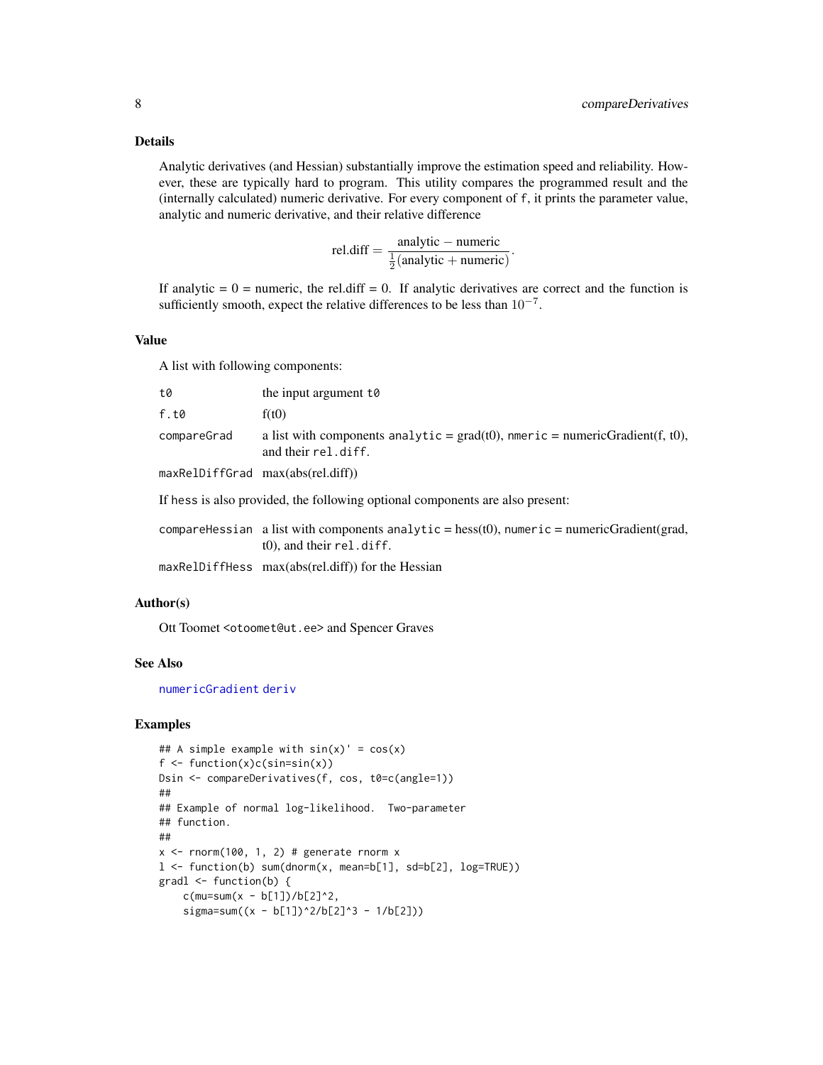### Details

Analytic derivatives (and Hessian) substantially improve the estimation speed and reliability. However, these are typically hard to program. This utility compares the programmed result and the (internally calculated) numeric derivative. For every component of `f`, it prints the parameter value, analytic and numeric derivative, and their relative difference

$$\text{rel.diff} = \frac{\text{analytic} - \text{numeric}}{\frac{1}{2}(\text{analytic} + \text{numeric})}.$$

If analytic = 0 = numeric, the rel.diff = 0. If analytic derivatives are correct and the function is sufficiently smooth, expect the relative differences to be less than $10^{-7}$.

### Value

A list with following components:

| | |
|---|---|
| `t0` | the input argument `t0` |
| `f.t0` | f(t0) |
| `compareGrad` | a list with components `analytic` = grad(t0), `nmeric` = numericGradient(f, t0), and their `rel.diff`. |
| `maxRelDiffGrad` | max(abs(rel.diff)) |

If `hess` is also provided, the following optional components are also present:

| | |
|---|---|
| `compareHessian` | a list with components `analytic` = hess(t0), `numeric` = numericGradient(grad, t0), and their `rel.diff`. |
| `maxRelDiffHess` | max(abs(rel.diff)) for the Hessian |

### Author(s)

Ott Toomet <otoomet@ut.ee> and Spencer Graves

### See Also

`numericGradient` `deriv`

### Examples

```
## A simple example with sin(x)' = cos(x)
f <- function(x)c(sin=sin(x))
Dsin <- compareDerivatives(f, cos, t0=c(angle=1))
##
## Example of normal log-likelihood.  Two-parameter
## function.
##
x <- rnorm(100, 1, 2) # generate rnorm x
l <- function(b) sum(dnorm(x, mean=b[1], sd=b[2], log=TRUE))
gradl <- function(b) {
    c(mu=sum(x - b[1])/b[2]^2,
    sigma=sum((x - b[1])^2/b[2]^3 - 1/b[2]))
```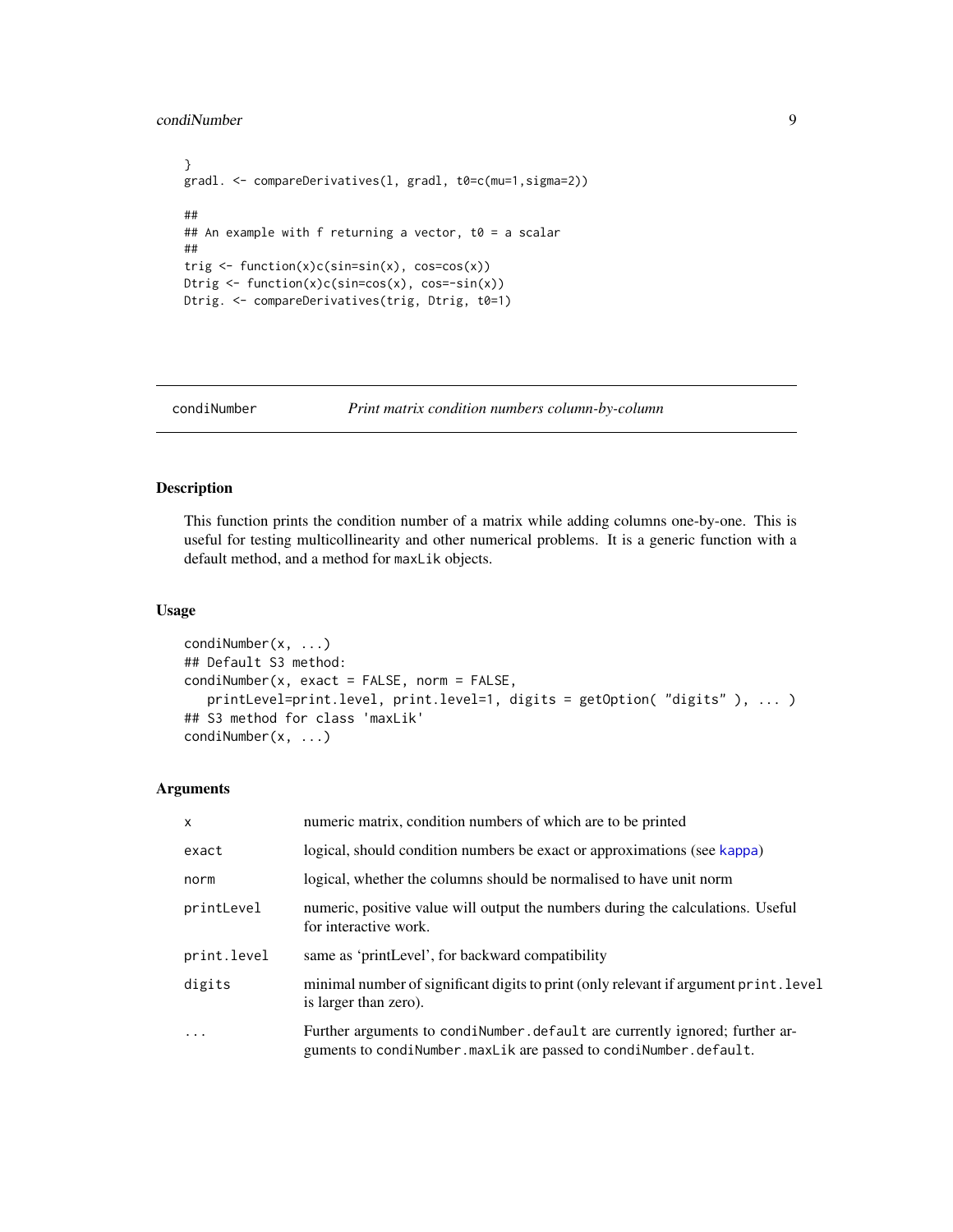```
}
gradl. <- compareDerivatives(l, gradl, t0=c(mu=1,sigma=2))

##
## An example with f returning a vector, t0 = a scalar
##
trig <- function(x)c(sin=sin(x), cos=cos(x))
Dtrig <- function(x)c(sin=cos(x), cos=-sin(x))
Dtrig. <- compareDerivatives(trig, Dtrig, t0=1)
```

---

`condiNumber` *Print matrix condition numbers column-by-column*

---

## Description

This function prints the condition number of a matrix while adding columns one-by-one. This is useful for testing multicollinearity and other numerical problems. It is a generic function with a default method, and a method for `maxLik` objects.

## Usage

```
condiNumber(x, ...)
## Default S3 method:
condiNumber(x, exact = FALSE, norm = FALSE,
   printLevel=print.level, print.level=1, digits = getOption( "digits" ), ... )
## S3 method for class 'maxLik'
condiNumber(x, ...)
```

## Arguments

| | |
|---|---|
| `x` | numeric matrix, condition numbers of which are to be printed |
| `exact` | logical, should condition numbers be exact or approximations (see `kappa`) |
| `norm` | logical, whether the columns should be normalised to have unit norm |
| `printLevel` | numeric, positive value will output the numbers during the calculations. Useful for interactive work. |
| `print.level` | same as 'printLevel', for backward compatibility |
| `digits` | minimal number of significant digits to print (only relevant if argument `print.level` is larger than zero). |
| `...` | Further arguments to `condiNumber.default` are currently ignored; further arguments to `condiNumber.maxLik` are passed to `condiNumber.default`. |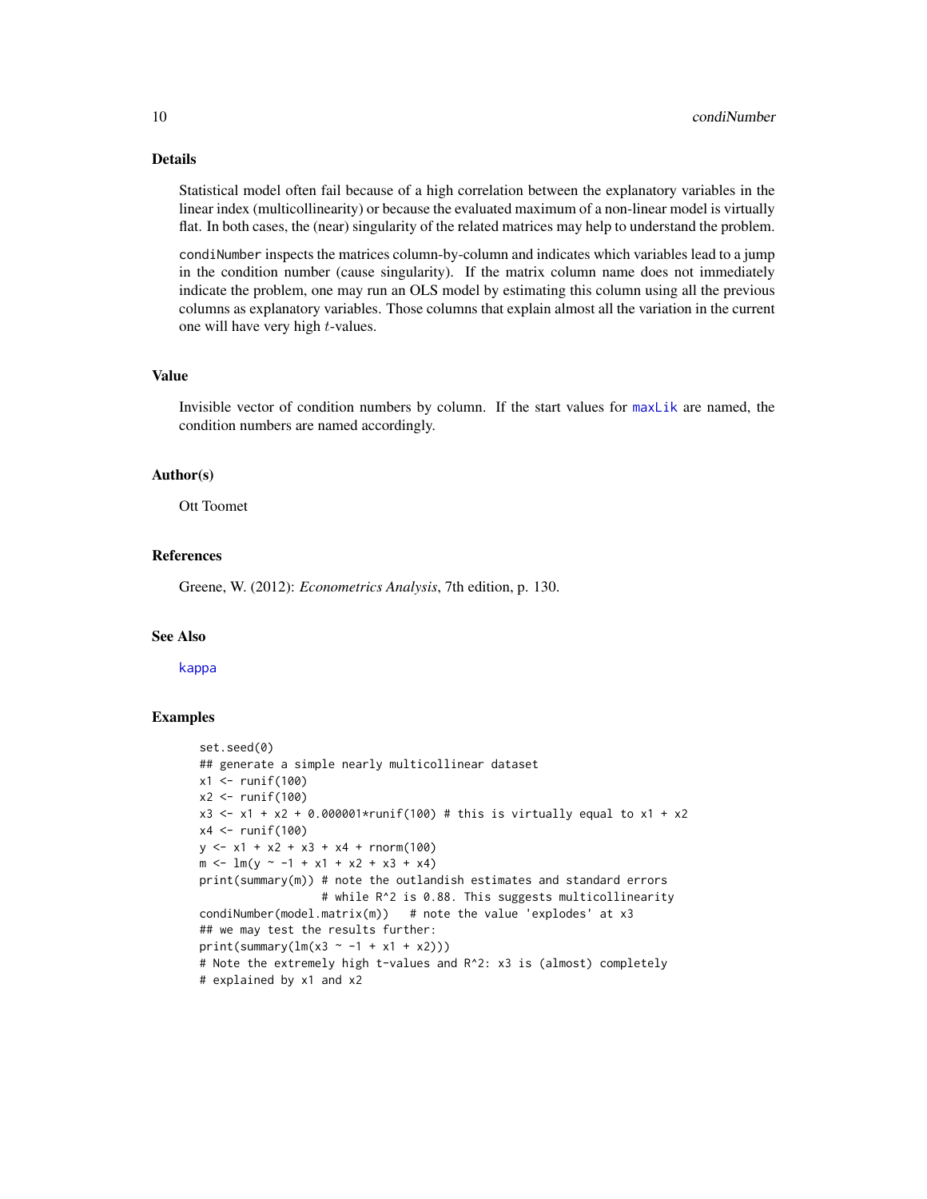## Details

Statistical model often fail because of a high correlation between the explanatory variables in the linear index (multicollinearity) or because the evaluated maximum of a non-linear model is virtually flat. In both cases, the (near) singularity of the related matrices may help to understand the problem.

`condiNumber` inspects the matrices column-by-column and indicates which variables lead to a jump in the condition number (cause singularity). If the matrix column name does not immediately indicate the problem, one may run an OLS model by estimating this column using all the previous columns as explanatory variables. Those columns that explain almost all the variation in the current one will have very high $t$-values.

## Value

Invisible vector of condition numbers by column. If the start values for `maxLik` are named, the condition numbers are named accordingly.

## Author(s)

Ott Toomet

## References

Greene, W. (2012): *Econometrics Analysis*, 7th edition, p. 130.

## See Also

`kappa`

## Examples

```
set.seed(0)
## generate a simple nearly multicollinear dataset
x1 <- runif(100)
x2 <- runif(100)
x3 <- x1 + x2 + 0.000001*runif(100) # this is virtually equal to x1 + x2
x4 <- runif(100)
y <- x1 + x2 + x3 + x4 + rnorm(100)
m <- lm(y ~ -1 + x1 + x2 + x3 + x4)
print(summary(m)) # note the outlandish estimates and standard errors
                  # while R^2 is 0.88. This suggests multicollinearity
condiNumber(model.matrix(m))   # note the value 'explodes' at x3
## we may test the results further:
print(summary(lm(x3 ~ -1 + x1 + x2)))
# Note the extremely high t-values and R^2: x3 is (almost) completely
# explained by x1 and x2
```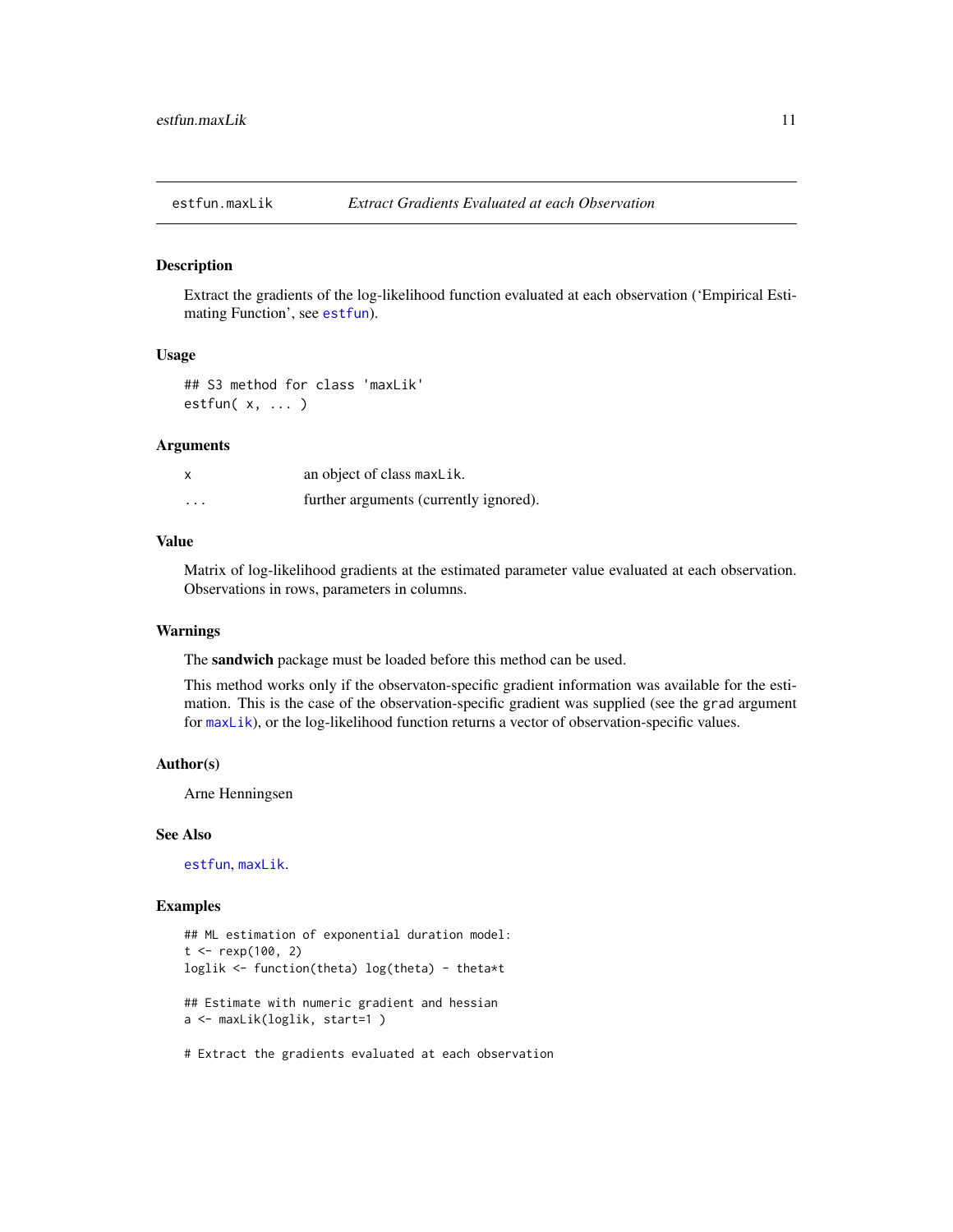estfun.maxLik — *Extract Gradients Evaluated at each Observation*

## Description

Extract the gradients of the log-likelihood function evaluated at each observation ('Empirical Estimating Function', see `estfun`).

## Usage

```
## S3 method for class 'maxLik'
estfun( x, ... )
```

## Arguments

| | |
|---|---|
| `x` | an object of class `maxLik`. |
| `...` | further arguments (currently ignored). |

## Value

Matrix of log-likelihood gradients at the estimated parameter value evaluated at each observation. Observations in rows, parameters in columns.

## Warnings

The **sandwich** package must be loaded before this method can be used.

This method works only if the observaton-specific gradient information was available for the estimation. This is the case of the observation-specific gradient was supplied (see the `grad` argument for `maxLik`), or the log-likelihood function returns a vector of observation-specific values.

## Author(s)

Arne Henningsen

## See Also

`estfun`, `maxLik`.

## Examples

```
## ML estimation of exponential duration model:
t <- rexp(100, 2)
loglik <- function(theta) log(theta) - theta*t

## Estimate with numeric gradient and hessian
a <- maxLik(loglik, start=1 )

# Extract the gradients evaluated at each observation
```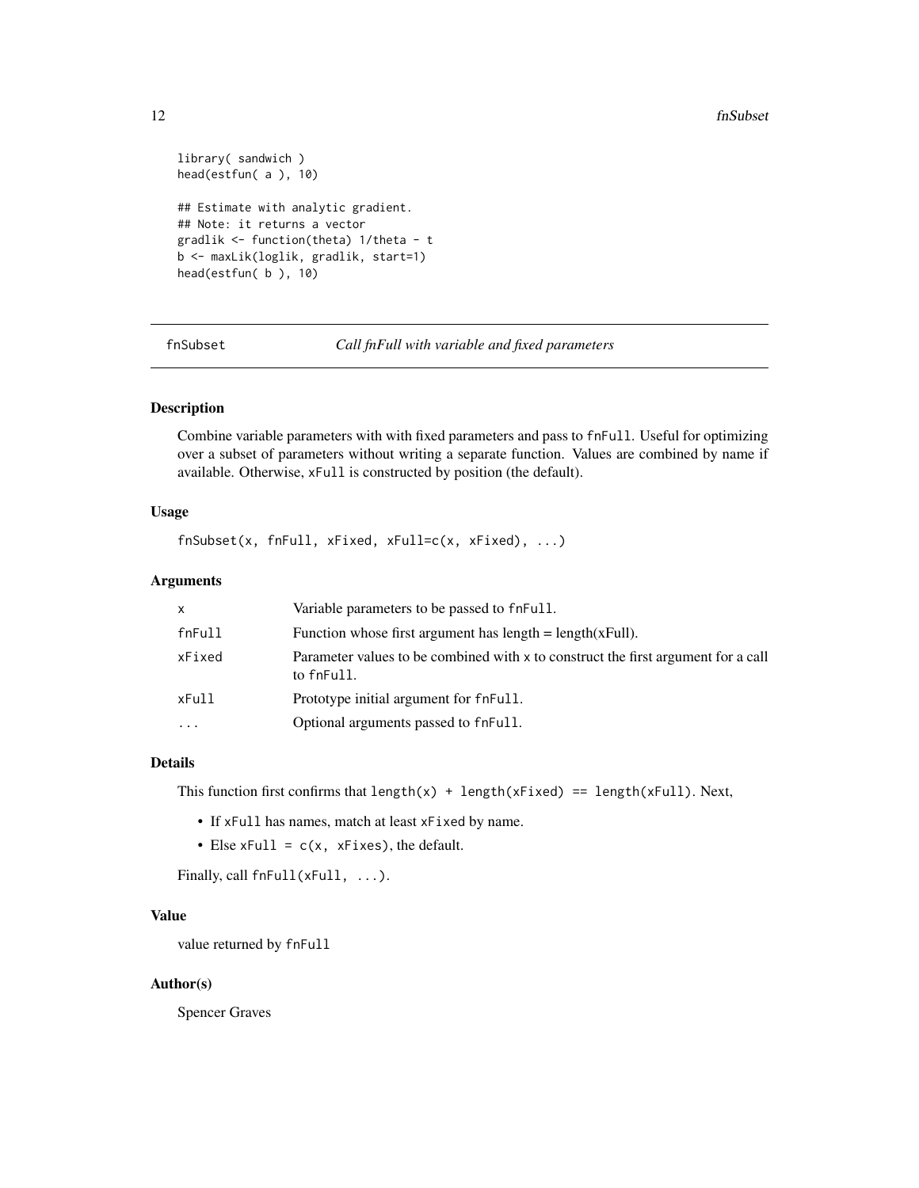```
library( sandwich )
head(estfun( a ), 10)

## Estimate with analytic gradient.
## Note: it returns a vector
gradlik <- function(theta) 1/theta - t
b <- maxLik(loglik, gradlik, start=1)
head(estfun( b ), 10)
```

## fnSubset — *Call fnFull with variable and fixed parameters*

### Description

Combine variable parameters with with fixed parameters and pass to `fnFull`. Useful for optimizing over a subset of parameters without writing a separate function. Values are combined by name if available. Otherwise, `xFull` is constructed by position (the default).

### Usage

```
fnSubset(x, fnFull, xFixed, xFull=c(x, xFixed), ...)
```

### Arguments

| | |
|---|---|
| `x` | Variable parameters to be passed to `fnFull`. |
| `fnFull` | Function whose first argument has length = length(xFull). |
| `xFixed` | Parameter values to be combined with `x` to construct the first argument for a call to `fnFull`. |
| `xFull` | Prototype initial argument for `fnFull`. |
| `...` | Optional arguments passed to `fnFull`. |

### Details

This function first confirms that `length(x) + length(xFixed) == length(xFull)`. Next,

- If `xFull` has names, match at least `xFixed` by name.
- Else `xFull = c(x, xFixes)`, the default.

Finally, call `fnFull(xFull, ...)`.

### Value

value returned by `fnFull`

### Author(s)

Spencer Graves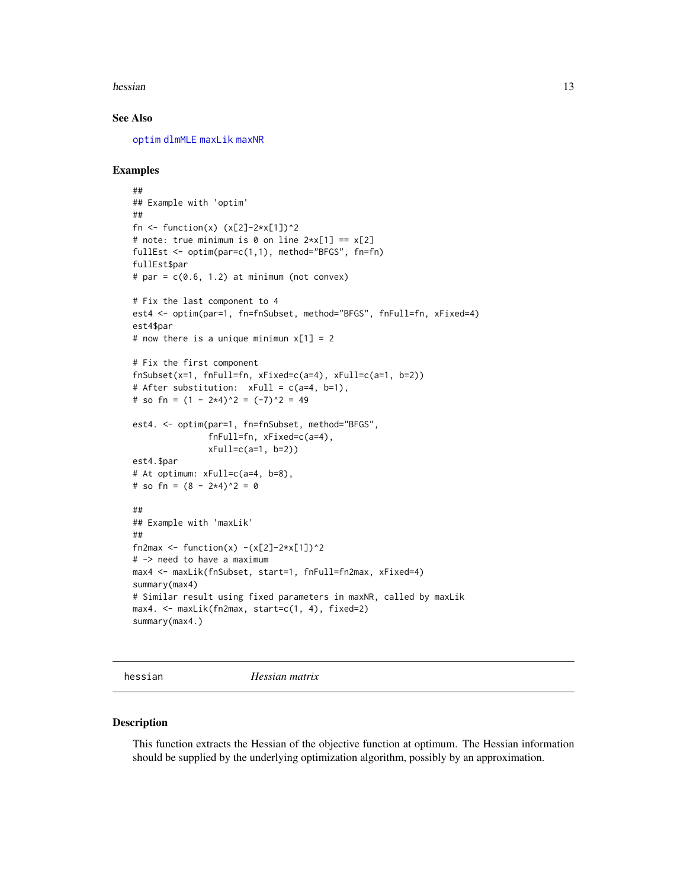### See Also

optim dlmMLE maxLik maxNR

### Examples

```
##
## Example with 'optim'
##
fn <- function(x) (x[2]-2*x[1])^2
# note: true minimum is 0 on line 2*x[1] == x[2]
fullEst <- optim(par=c(1,1), method="BFGS", fn=fn)
fullEst$par
# par = c(0.6, 1.2) at minimum (not convex)

# Fix the last component to 4
est4 <- optim(par=1, fn=fnSubset, method="BFGS", fnFull=fn, xFixed=4)
est4$par
# now there is a unique minimun x[1] = 2

# Fix the first component
fnSubset(x=1, fnFull=fn, xFixed=c(a=4), xFull=c(a=1, b=2))
# After substitution:  xFull = c(a=4, b=1),
# so fn = (1 - 2*4)^2 = (-7)^2 = 49

est4. <- optim(par=1, fn=fnSubset, method="BFGS",
               fnFull=fn, xFixed=c(a=4),
               xFull=c(a=1, b=2))
est4.$par
# At optimum: xFull=c(a=4, b=8),
# so fn = (8 - 2*4)^2 = 0

##
## Example with 'maxLik'
##
fn2max <- function(x) -(x[2]-2*x[1])^2
# -> need to have a maximum
max4 <- maxLik(fnSubset, start=1, fnFull=fn2max, xFixed=4)
summary(max4)
# Similar result using fixed parameters in maxNR, called by maxLik
max4. <- maxLik(fn2max, start=c(1, 4), fixed=2)
summary(max4.)
```

---

## hessian *Hessian matrix*

---

### Description

This function extracts the Hessian of the objective function at optimum. The Hessian information should be supplied by the underlying optimization algorithm, possibly by an approximation.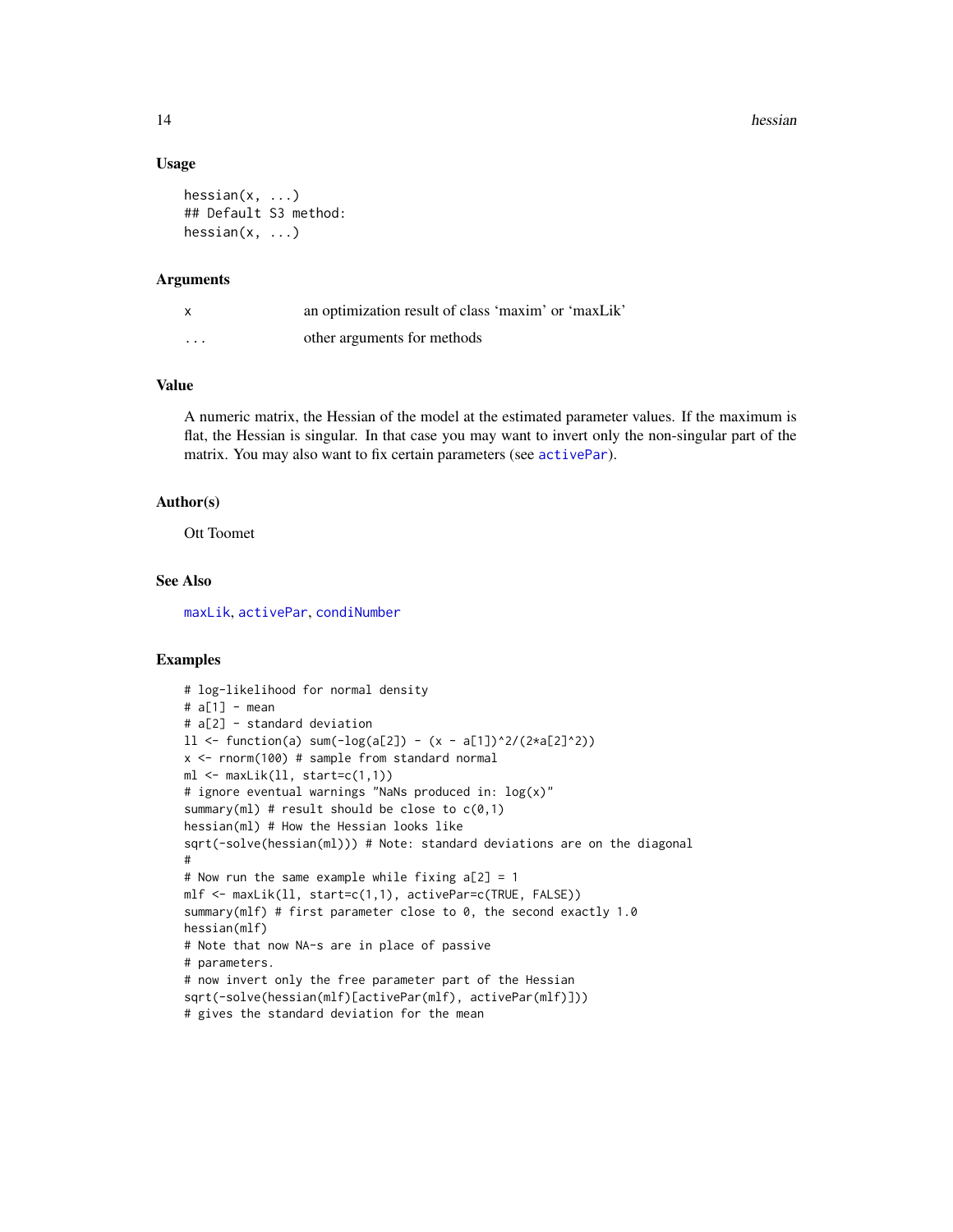### Usage

```
hessian(x, ...)
## Default S3 method:
hessian(x, ...)
```

### Arguments

| | |
|---|---|
| x | an optimization result of class 'maxim' or 'maxLik' |
| ... | other arguments for methods |

### Value

A numeric matrix, the Hessian of the model at the estimated parameter values. If the maximum is flat, the Hessian is singular. In that case you may want to invert only the non-singular part of the matrix. You may also want to fix certain parameters (see activePar).

### Author(s)

Ott Toomet

### See Also

maxLik, activePar, condiNumber

### Examples

```
# log-likelihood for normal density
# a[1] - mean
# a[2] - standard deviation
ll <- function(a) sum(-log(a[2]) - (x - a[1])^2/(2*a[2]^2))
x <- rnorm(100) # sample from standard normal
ml <- maxLik(ll, start=c(1,1))
# ignore eventual warnings "NaNs produced in: log(x)"
summary(ml) # result should be close to c(0,1)
hessian(ml) # How the Hessian looks like
sqrt(-solve(hessian(ml))) # Note: standard deviations are on the diagonal
#
# Now run the same example while fixing a[2] = 1
mlf <- maxLik(ll, start=c(1,1), activePar=c(TRUE, FALSE))
summary(mlf) # first parameter close to 0, the second exactly 1.0
hessian(mlf)
# Note that now NA-s are in place of passive
# parameters.
# now invert only the free parameter part of the Hessian
sqrt(-solve(hessian(mlf)[activePar(mlf), activePar(mlf)]))
# gives the standard deviation for the mean
```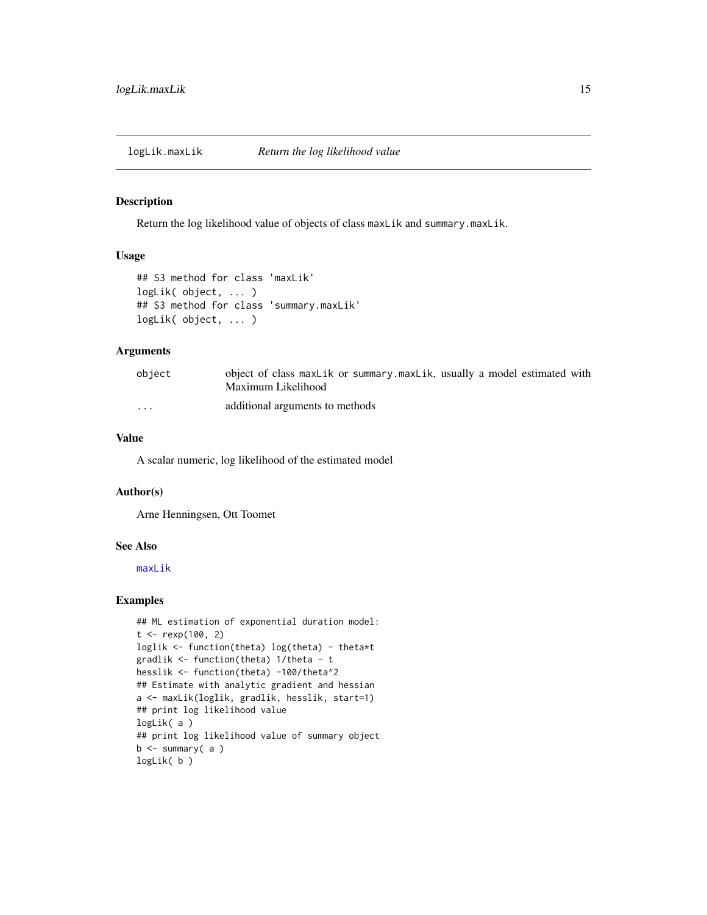# logLik.maxLik *Return the log likelihood value*

## Description

Return the log likelihood value of objects of class `maxLik` and `summary.maxLik`.

## Usage

```
## S3 method for class 'maxLik'
logLik( object, ... )
## S3 method for class 'summary.maxLik'
logLik( object, ... )
```

## Arguments

| | |
|---|---|
| object | object of class `maxLik` or `summary.maxLik`, usually a model estimated with Maximum Likelihood |
| ... | additional arguments to methods |

## Value

A scalar numeric, log likelihood of the estimated model

## Author(s)

Arne Henningsen, Ott Toomet

## See Also

maxLik

## Examples

```
## ML estimation of exponential duration model:
t <- rexp(100, 2)
loglik <- function(theta) log(theta) - theta*t
gradlik <- function(theta) 1/theta - t
hesslik <- function(theta) -100/theta^2
## Estimate with analytic gradient and hessian
a <- maxLik(loglik, gradlik, hesslik, start=1)
## print log likelihood value
logLik( a )
## print log likelihood value of summary object
b <- summary( a )
logLik( b )
```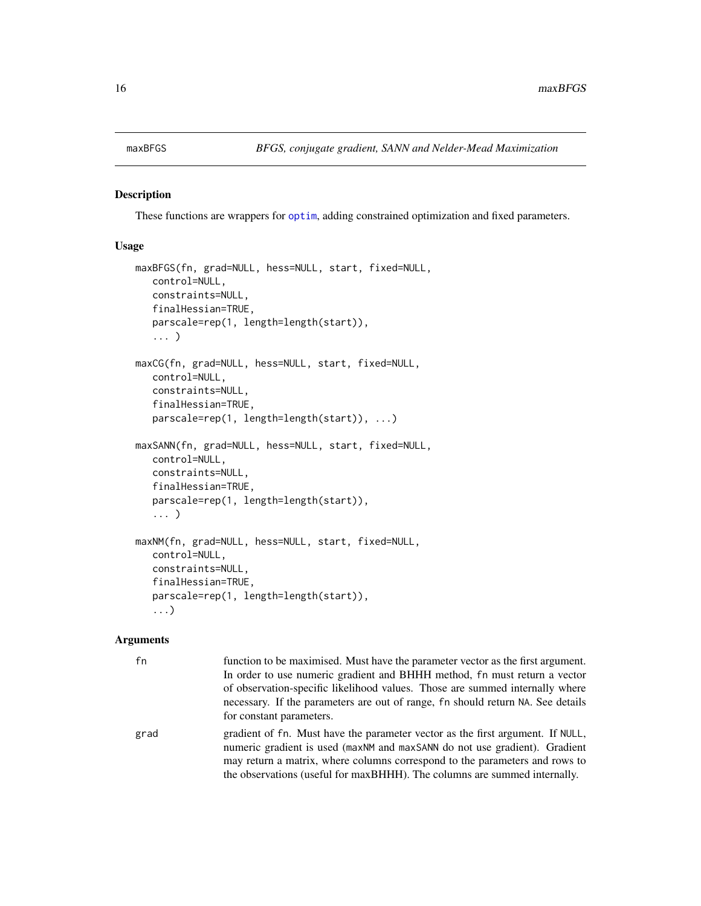maxBFGS — *BFGS, conjugate gradient, SANN and Nelder-Mead Maximization*

## Description

These functions are wrappers for optim, adding constrained optimization and fixed parameters.

## Usage

```
maxBFGS(fn, grad=NULL, hess=NULL, start, fixed=NULL,
   control=NULL,
   constraints=NULL,
   finalHessian=TRUE,
   parscale=rep(1, length=length(start)),
   ... )

maxCG(fn, grad=NULL, hess=NULL, start, fixed=NULL,
   control=NULL,
   constraints=NULL,
   finalHessian=TRUE,
   parscale=rep(1, length=length(start)), ...)

maxSANN(fn, grad=NULL, hess=NULL, start, fixed=NULL,
   control=NULL,
   constraints=NULL,
   finalHessian=TRUE,
   parscale=rep(1, length=length(start)),
   ... )

maxNM(fn, grad=NULL, hess=NULL, start, fixed=NULL,
   control=NULL,
   constraints=NULL,
   finalHessian=TRUE,
   parscale=rep(1, length=length(start)),
   ...)
```

## Arguments

| | |
|---|---|
| fn | function to be maximised. Must have the parameter vector as the first argument. In order to use numeric gradient and BHHH method, fn must return a vector of observation-specific likelihood values. Those are summed internally where necessary. If the parameters are out of range, fn should return NA. See details for constant parameters. |
| grad | gradient of fn. Must have the parameter vector as the first argument. If NULL, numeric gradient is used (maxNM and maxSANN do not use gradient). Gradient may return a matrix, where columns correspond to the parameters and rows to the observations (useful for maxBHHH). The columns are summed internally. |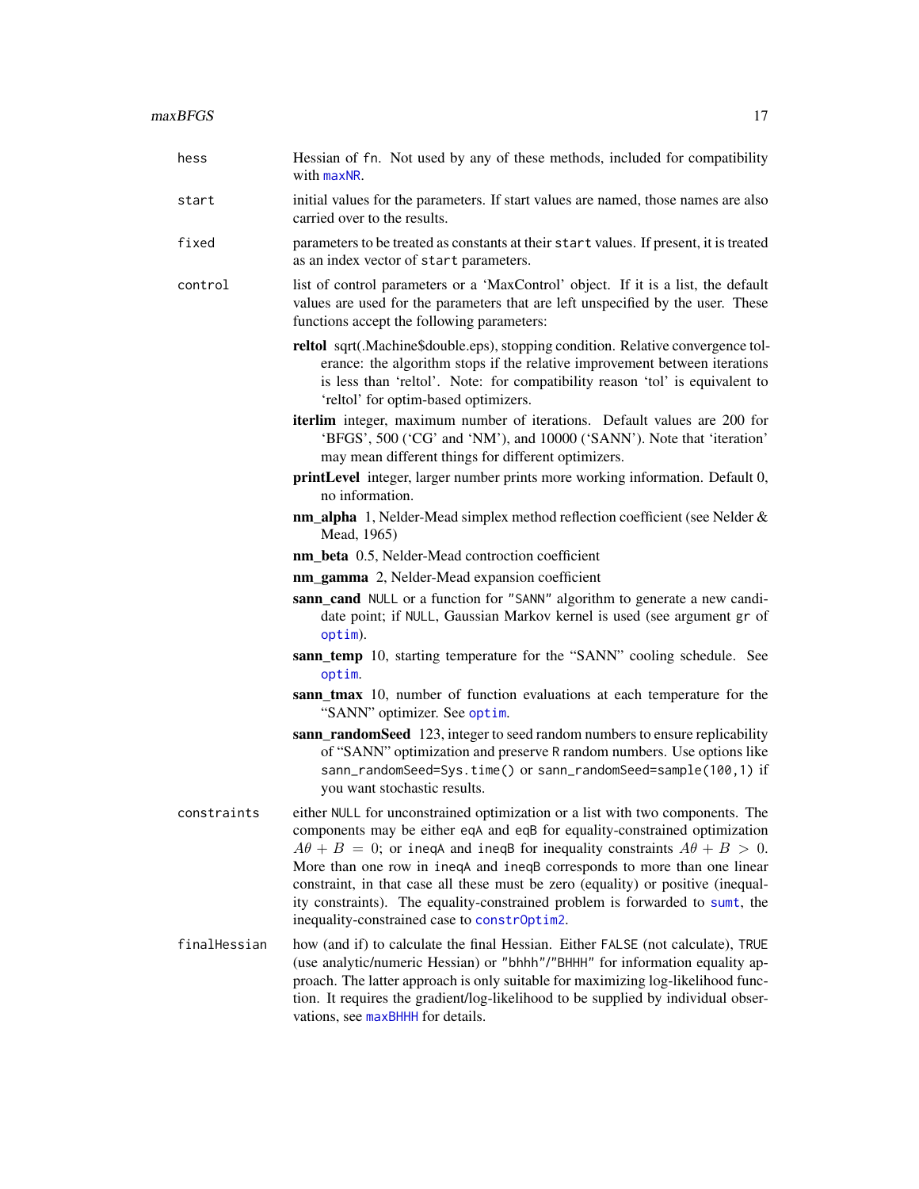**hess** Hessian of `fn`. Not used by any of these methods, included for compatibility with `maxNR`.

**start** initial values for the parameters. If start values are named, those names are also carried over to the results.

**fixed** parameters to be treated as constants at their `start` values. If present, it is treated as an index vector of `start` parameters.

**control** list of control parameters or a 'MaxControl' object. If it is a list, the default values are used for the parameters that are left unspecified by the user. These functions accept the following parameters:

- **reltol** sqrt(.Machine$double.eps), stopping condition. Relative convergence tolerance: the algorithm stops if the relative improvement between iterations is less than 'reltol'. Note: for compatibility reason 'tol' is equivalent to 'reltol' for optim-based optimizers.
- **iterlim** integer, maximum number of iterations. Default values are 200 for 'BFGS', 500 ('CG' and 'NM'), and 10000 ('SANN'). Note that 'iteration' may mean different things for different optimizers.
- **printLevel** integer, larger number prints more working information. Default 0, no information.
- **nm_alpha** 1, Nelder-Mead simplex method reflection coefficient (see Nelder & Mead, 1965)
- **nm_beta** 0.5, Nelder-Mead controction coefficient
- **nm_gamma** 2, Nelder-Mead expansion coefficient
- **sann_cand** `NULL` or a function for `"SANN"` algorithm to generate a new candidate point; if `NULL`, Gaussian Markov kernel is used (see argument `gr` of `optim`).
- **sann_temp** 10, starting temperature for the "SANN" cooling schedule. See `optim`.
- **sann_tmax** 10, number of function evaluations at each temperature for the "SANN" optimizer. See `optim`.
- **sann_randomSeed** 123, integer to seed random numbers to ensure replicability of "SANN" optimization and preserve R random numbers. Use options like `sann_randomSeed=Sys.time()` or `sann_randomSeed=sample(100,1)` if you want stochastic results.

**constraints** either `NULL` for unconstrained optimization or a list with two components. The components may be either `eqA` and `eqB` for equality-constrained optimization $A\theta + B = 0$; or `ineqA` and `ineqB` for inequality constraints $A\theta + B > 0$. More than one row in `ineqA` and `ineqB` corresponds to more than one linear constraint, in that case all these must be zero (equality) or positive (inequality constraints). The equality-constrained problem is forwarded to `sumt`, the inequality-constrained case to `constrOptim2`.

**finalHessian** how (and if) to calculate the final Hessian. Either `FALSE` (not calculate), `TRUE` (use analytic/numeric Hessian) or `"bhhh"`/`"BHHH"` for information equality approach. The latter approach is only suitable for maximizing log-likelihood function. It requires the gradient/log-likelihood to be supplied by individual observations, see `maxBHHH` for details.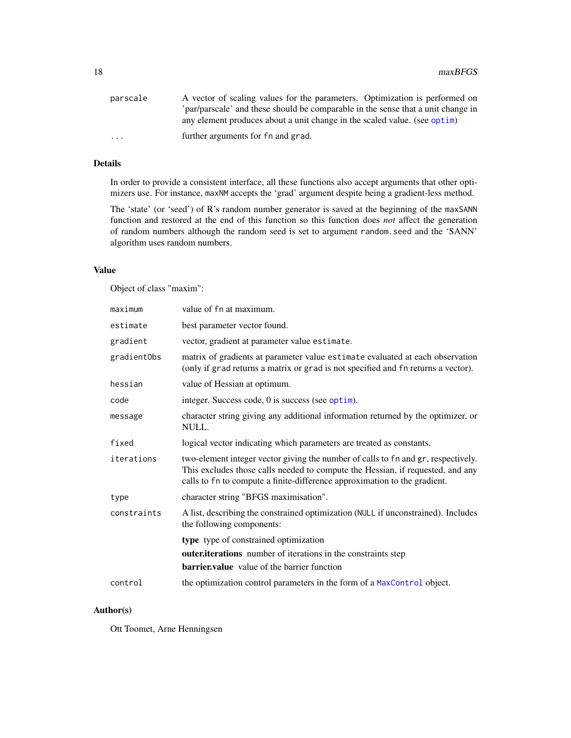| | |
|---|---|
| `parscale` | A vector of scaling values for the parameters. Optimization is performed on 'par/parscale' and these should be comparable in the sense that a unit change in any element produces about a unit change in the scaled value. (see `optim`) |
| `...` | further arguments for `fn` and `grad`. |

## Details

In order to provide a consistent interface, all these functions also accept arguments that other optimizers use. For instance, `maxNM` accepts the 'grad' argument despite being a gradient-less method.

The 'state' (or 'seed') of R's random number generator is saved at the beginning of the `maxSANN` function and restored at the end of this function so this function does *not* affect the generation of random numbers although the random seed is set to argument `random.seed` and the 'SANN' algorithm uses random numbers.

## Value

Object of class "maxim":

| | |
|---|---|
| `maximum` | value of `fn` at maximum. |
| `estimate` | best parameter vector found. |
| `gradient` | vector, gradient at parameter value `estimate`. |
| `gradientObs` | matrix of gradients at parameter value `estimate` evaluated at each observation (only if `grad` returns a matrix or `grad` is not specified and `fn` returns a vector). |
| `hessian` | value of Hessian at optimum. |
| `code` | integer. Success code, 0 is success (see `optim`). |
| `message` | character string giving any additional information returned by the optimizer, or NULL. |
| `fixed` | logical vector indicating which parameters are treated as constants. |
| `iterations` | two-element integer vector giving the number of calls to `fn` and `gr`, respectively. This excludes those calls needed to compute the Hessian, if requested, and any calls to `fn` to compute a finite-difference approximation to the gradient. |
| `type` | character string "BFGS maximisation". |
| `constraints` | A list, describing the constrained optimization (`NULL` if unconstrained). Includes the following components: **type** type of constrained optimization; **outer.iterations** number of iterations in the constraints step; **barrier.value** value of the barrier function |
| `control` | the optimization control parameters in the form of a `MaxControl` object. |

## Author(s)

Ott Toomet, Arne Henningsen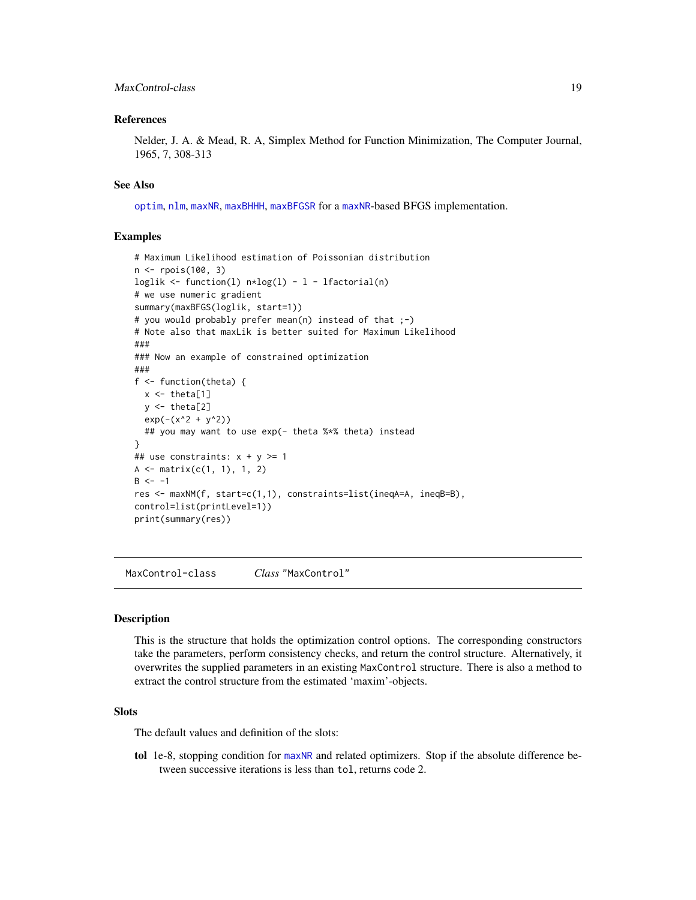### References

Nelder, J. A. & Mead, R. A, Simplex Method for Function Minimization, The Computer Journal, 1965, 7, 308-313

### See Also

optim, nlm, maxNR, maxBHHH, maxBFGSR for a maxNR-based BFGS implementation.

### Examples

```
# Maximum Likelihood estimation of Poissonian distribution
n <- rpois(100, 3)
loglik <- function(l) n*log(l) - l - lfactorial(n)
# we use numeric gradient
summary(maxBFGS(loglik, start=1))
# you would probably prefer mean(n) instead of that ;-)
# Note also that maxLik is better suited for Maximum Likelihood
###
### Now an example of constrained optimization
###
f <- function(theta) {
  x <- theta[1]
  y <- theta[2]
  exp(-(x^2 + y^2))
  ## you may want to use exp(- theta %*% theta) instead
}
## use constraints: x + y >= 1
A <- matrix(c(1, 1), 1, 2)
B <- -1
res <- maxNM(f, start=c(1,1), constraints=list(ineqA=A, ineqB=B),
control=list(printLevel=1))
print(summary(res))
```

---

## MaxControl-class    *Class* "MaxControl"

### Description

This is the structure that holds the optimization control options. The corresponding constructors take the parameters, perform consistency checks, and return the control structure. Alternatively, it overwrites the supplied parameters in an existing MaxControl structure. There is also a method to extract the control structure from the estimated 'maxim'-objects.

### Slots

The default values and definition of the slots:

**tol** 1e-8, stopping condition for maxNR and related optimizers. Stop if the absolute difference between successive iterations is less than tol, returns code 2.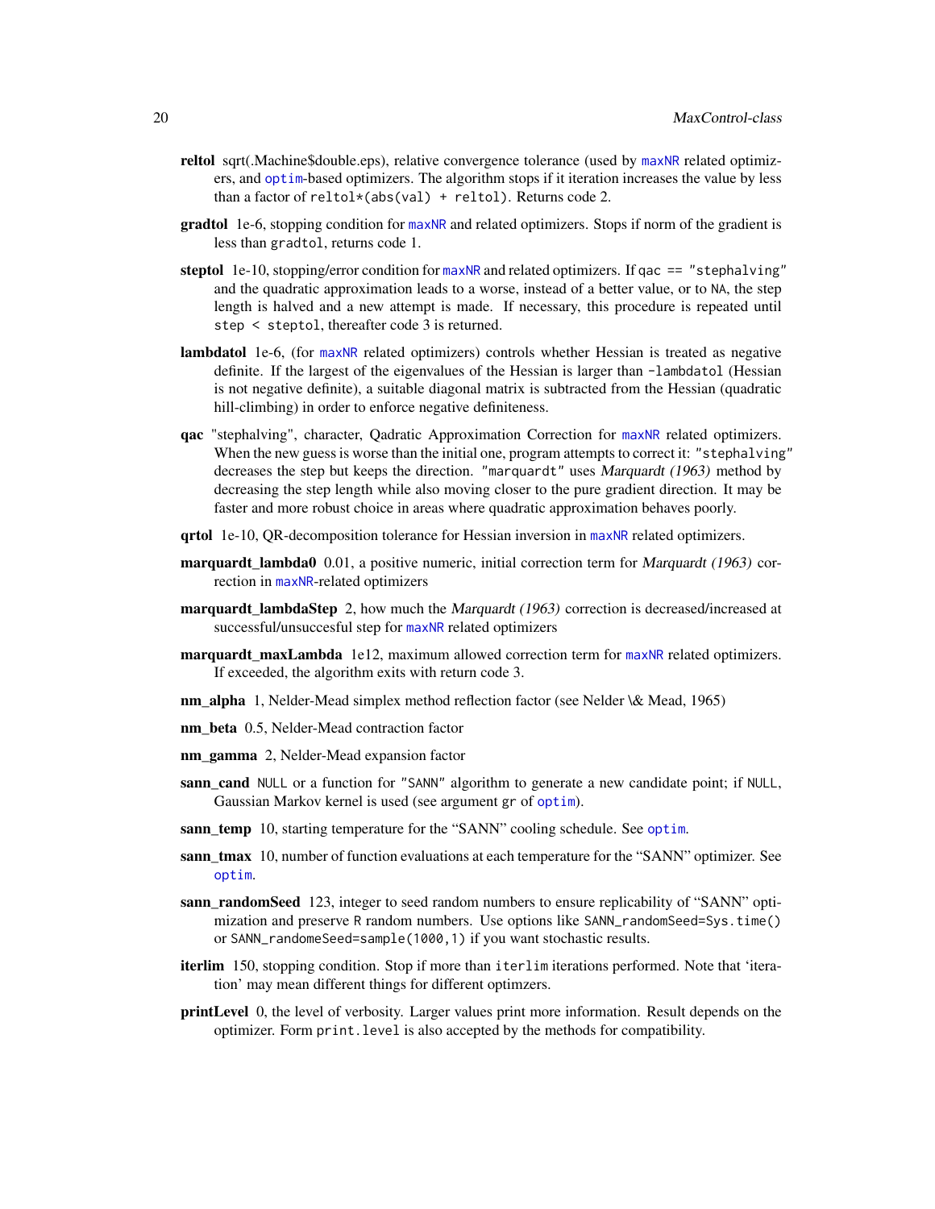**reltol** sqrt(.Machine$double.eps), relative convergence tolerance (used by `maxNR` related optimizers, and `optim`-based optimizers. The algorithm stops if it iteration increases the value by less than a factor of `reltol*(abs(val) + reltol)`. Returns code 2.

**gradtol** 1e-6, stopping condition for `maxNR` and related optimizers. Stops if norm of the gradient is less than `gradtol`, returns code 1.

**steptol** 1e-10, stopping/error condition for `maxNR` and related optimizers. If `qac == "stephalving"` and the quadratic approximation leads to a worse, instead of a better value, or to `NA`, the step length is halved and a new attempt is made. If necessary, this procedure is repeated until `step < steptol`, thereafter code 3 is returned.

**lambdatol** 1e-6, (for `maxNR` related optimizers) controls whether Hessian is treated as negative definite. If the largest of the eigenvalues of the Hessian is larger than `-lambdatol` (Hessian is not negative definite), a suitable diagonal matrix is subtracted from the Hessian (quadratic hill-climbing) in order to enforce negative definiteness.

**qac** "stephalving", character, Qadratic Approximation Correction for `maxNR` related optimizers. When the new guess is worse than the initial one, program attempts to correct it: `"stephalving"` decreases the step but keeps the direction. `"marquardt"` uses *Marquardt (1963)* method by decreasing the step length while also moving closer to the pure gradient direction. It may be faster and more robust choice in areas where quadratic approximation behaves poorly.

**qrtol** 1e-10, QR-decomposition tolerance for Hessian inversion in `maxNR` related optimizers.

**marquardt_lambda0** 0.01, a positive numeric, initial correction term for *Marquardt (1963)* correction in `maxNR`-related optimizers

**marquardt_lambdaStep** 2, how much the *Marquardt (1963)* correction is decreased/increased at successful/unsuccesful step for `maxNR` related optimizers

**marquardt_maxLambda** 1e12, maximum allowed correction term for `maxNR` related optimizers. If exceeded, the algorithm exits with return code 3.

**nm_alpha** 1, Nelder-Mead simplex method reflection factor (see Nelder \& Mead, 1965)

**nm_beta** 0.5, Nelder-Mead contraction factor

**nm_gamma** 2, Nelder-Mead expansion factor

**sann_cand** `NULL` or a function for `"SANN"` algorithm to generate a new candidate point; if `NULL`, Gaussian Markov kernel is used (see argument `gr` of `optim`).

**sann_temp** 10, starting temperature for the "SANN" cooling schedule. See `optim`.

**sann_tmax** 10, number of function evaluations at each temperature for the "SANN" optimizer. See `optim`.

**sann_randomSeed** 123, integer to seed random numbers to ensure replicability of "SANN" optimization and preserve `R` random numbers. Use options like `SANN_randomSeed=Sys.time()` or `SANN_randomeSeed=sample(1000,1)` if you want stochastic results.

**iterlim** 150, stopping condition. Stop if more than `iterlim` iterations performed. Note that 'iteration' may mean different things for different optimzers.

**printLevel** 0, the level of verbosity. Larger values print more information. Result depends on the optimizer. Form `print.level` is also accepted by the methods for compatibility.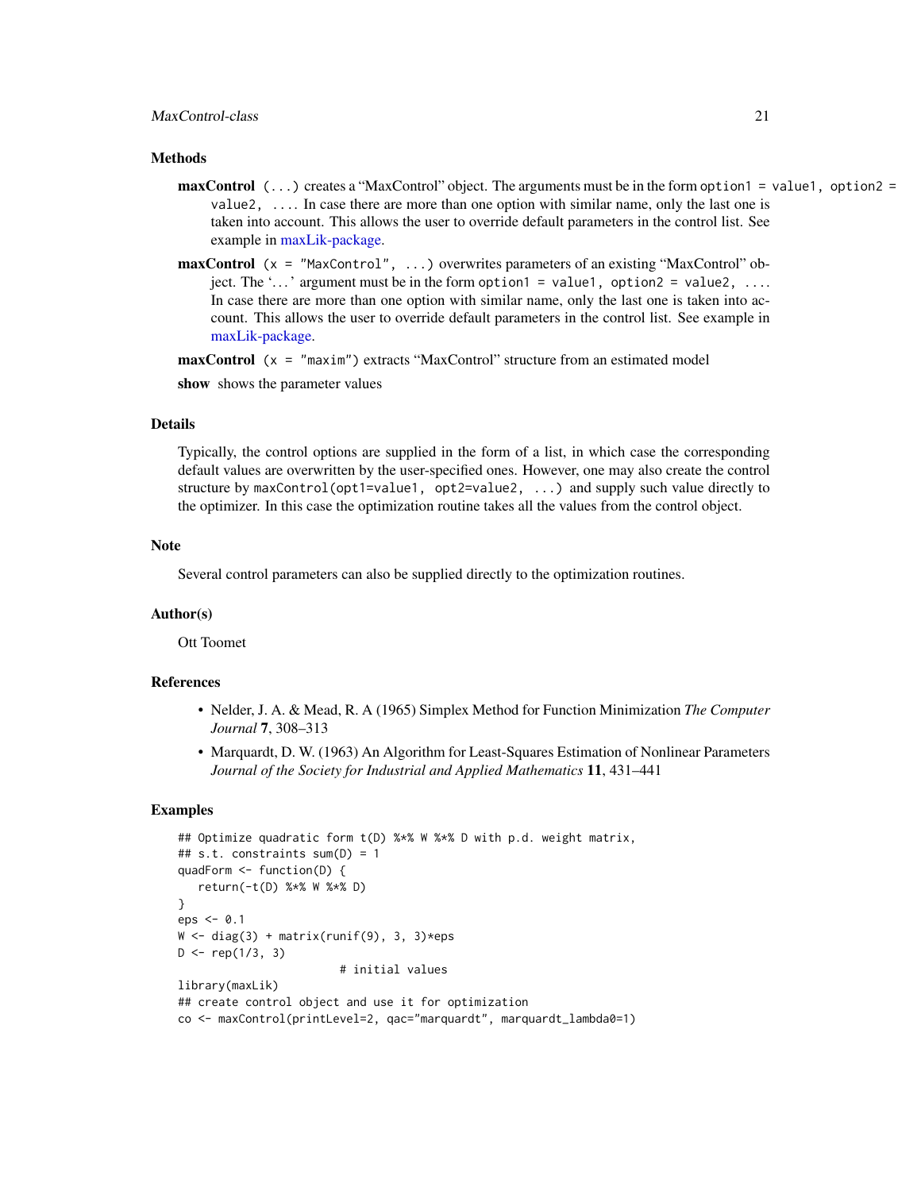### Methods

**maxControl** `(...)` creates a "MaxControl" object. The arguments must be in the form `option1 = value1, option2 = value2, ...`. In case there are more than one option with similar name, only the last one is taken into account. This allows the user to override default parameters in the control list. See example in maxLik-package.

**maxControl** `(x = "MaxControl", ...)` overwrites parameters of an existing "MaxControl" object. The '...' argument must be in the form `option1 = value1, option2 = value2, ...`. In case there are more than one option with similar name, only the last one is taken into account. This allows the user to override default parameters in the control list. See example in maxLik-package.

**maxControl** `(x = "maxim")` extracts "MaxControl" structure from an estimated model

**show** shows the parameter values

### Details

Typically, the control options are supplied in the form of a list, in which case the corresponding default values are overwritten by the user-specified ones. However, one may also create the control structure by `maxControl(opt1=value1, opt2=value2, ...)` and supply such value directly to the optimizer. In this case the optimization routine takes all the values from the control object.

### Note

Several control parameters can also be supplied directly to the optimization routines.

### Author(s)

Ott Toomet

### References

- Nelder, J. A. & Mead, R. A (1965) Simplex Method for Function Minimization *The Computer Journal* **7**, 308–313
- Marquardt, D. W. (1963) An Algorithm for Least-Squares Estimation of Nonlinear Parameters *Journal of the Society for Industrial and Applied Mathematics* **11**, 431–441

### Examples

```
## Optimize quadratic form t(D) %*% W %*% D with p.d. weight matrix,
## s.t. constraints sum(D) = 1
quadForm <- function(D) {
   return(-t(D) %*% W %*% D)
}
eps <- 0.1
W <- diag(3) + matrix(runif(9), 3, 3)*eps
D <- rep(1/3, 3)
                        # initial values
library(maxLik)
## create control object and use it for optimization
co <- maxControl(printLevel=2, qac="marquardt", marquardt_lambda0=1)
```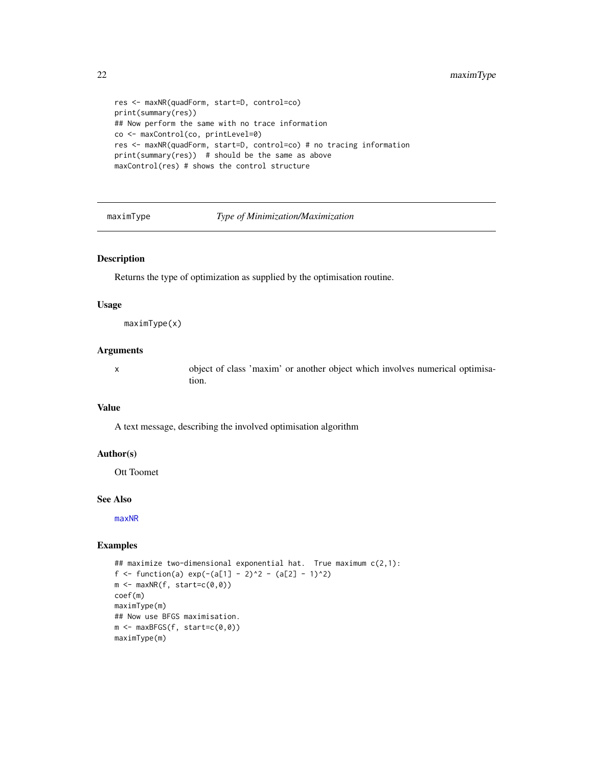```
res <- maxNR(quadForm, start=D, control=co)
print(summary(res))
## Now perform the same with no trace information
co <- maxControl(co, printLevel=0)
res <- maxNR(quadForm, start=D, control=co) # no tracing information
print(summary(res))  # should be the same as above
maxControl(res) # shows the control structure
```

---

## maximType *Type of Minimization/Maximization*

---

### Description

Returns the type of optimization as supplied by the optimisation routine.

### Usage

```
maximType(x)
```

### Arguments

| | |
|---|---|
| x | object of class 'maxim' or another object which involves numerical optimisation. |

### Value

A text message, describing the involved optimisation algorithm

### Author(s)

Ott Toomet

### See Also

maxNR

### Examples

```
## maximize two-dimensional exponential hat.  True maximum c(2,1):
f <- function(a) exp(-(a[1] - 2)^2 - (a[2] - 1)^2)
m <- maxNR(f, start=c(0,0))
coef(m)
maximType(m)
## Now use BFGS maximisation.
m <- maxBFGS(f, start=c(0,0))
maximType(m)
```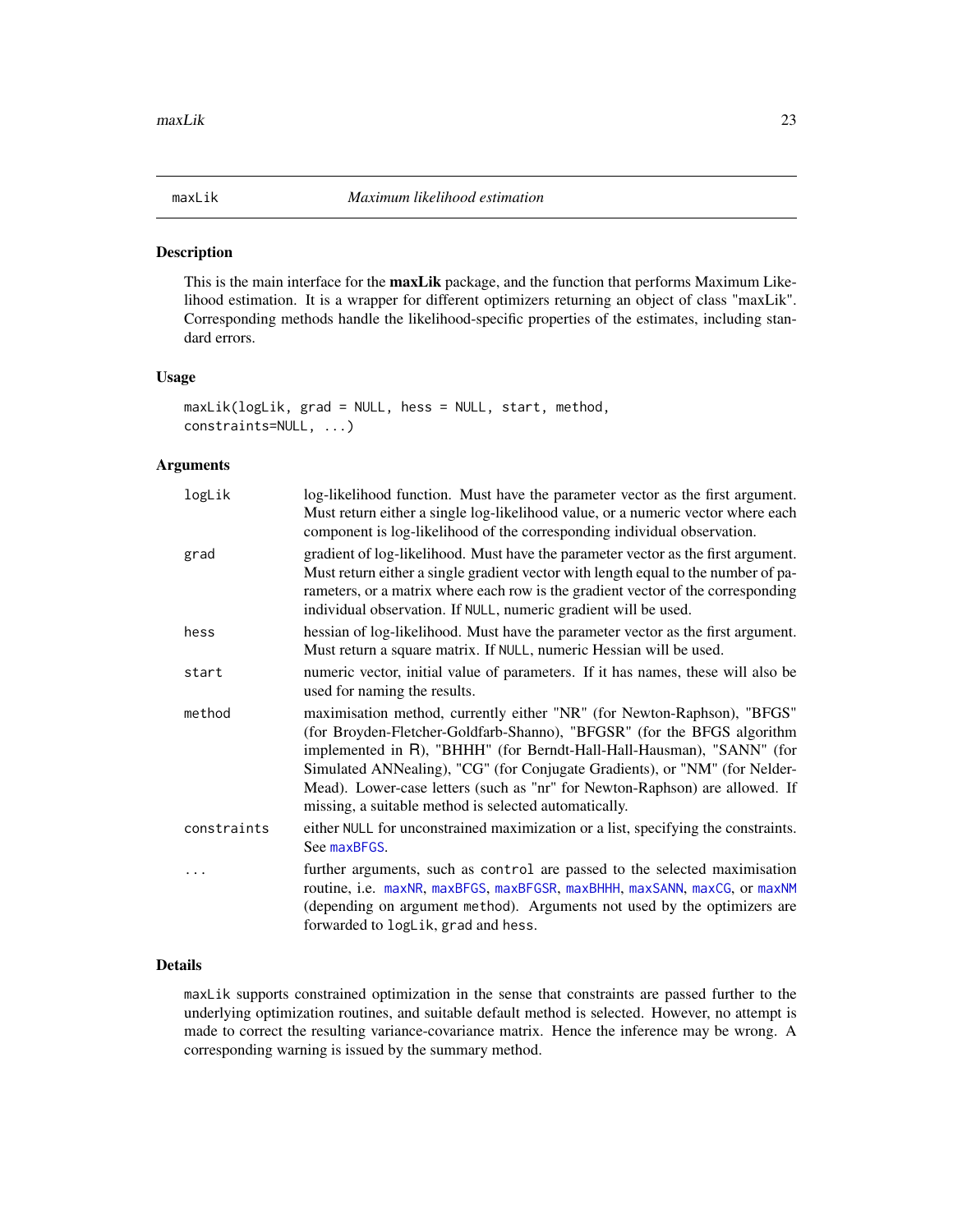# maxLik — *Maximum likelihood estimation*

## Description

This is the main interface for the **maxLik** package, and the function that performs Maximum Likelihood estimation. It is a wrapper for different optimizers returning an object of class "maxLik". Corresponding methods handle the likelihood-specific properties of the estimates, including standard errors.

## Usage

```
maxLik(logLik, grad = NULL, hess = NULL, start, method,
constraints=NULL, ...)
```

## Arguments

| | |
|---|---|
| `logLik` | log-likelihood function. Must have the parameter vector as the first argument. Must return either a single log-likelihood value, or a numeric vector where each component is log-likelihood of the corresponding individual observation. |
| `grad` | gradient of log-likelihood. Must have the parameter vector as the first argument. Must return either a single gradient vector with length equal to the number of parameters, or a matrix where each row is the gradient vector of the corresponding individual observation. If `NULL`, numeric gradient will be used. |
| `hess` | hessian of log-likelihood. Must have the parameter vector as the first argument. Must return a square matrix. If `NULL`, numeric Hessian will be used. |
| `start` | numeric vector, initial value of parameters. If it has names, these will also be used for naming the results. |
| `method` | maximisation method, currently either "NR" (for Newton-Raphson), "BFGS" (for Broyden-Fletcher-Goldfarb-Shanno), "BFGSR" (for the BFGS algorithm implemented in R), "BHHH" (for Berndt-Hall-Hall-Hausman), "SANN" (for Simulated ANNealing), "CG" (for Conjugate Gradients), or "NM" (for Nelder-Mead). Lower-case letters (such as "nr" for Newton-Raphson) are allowed. If missing, a suitable method is selected automatically. |
| `constraints` | either `NULL` for unconstrained maximization or a list, specifying the constraints. See `maxBFGS`. |
| `...` | further arguments, such as `control` are passed to the selected maximisation routine, i.e. `maxNR`, `maxBFGS`, `maxBFGSR`, `maxBHHH`, `maxSANN`, `maxCG`, or `maxNM` (depending on argument `method`). Arguments not used by the optimizers are forwarded to `logLik`, `grad` and `hess`. |

## Details

`maxLik` supports constrained optimization in the sense that constraints are passed further to the underlying optimization routines, and suitable default method is selected. However, no attempt is made to correct the resulting variance-covariance matrix. Hence the inference may be wrong. A corresponding warning is issued by the summary method.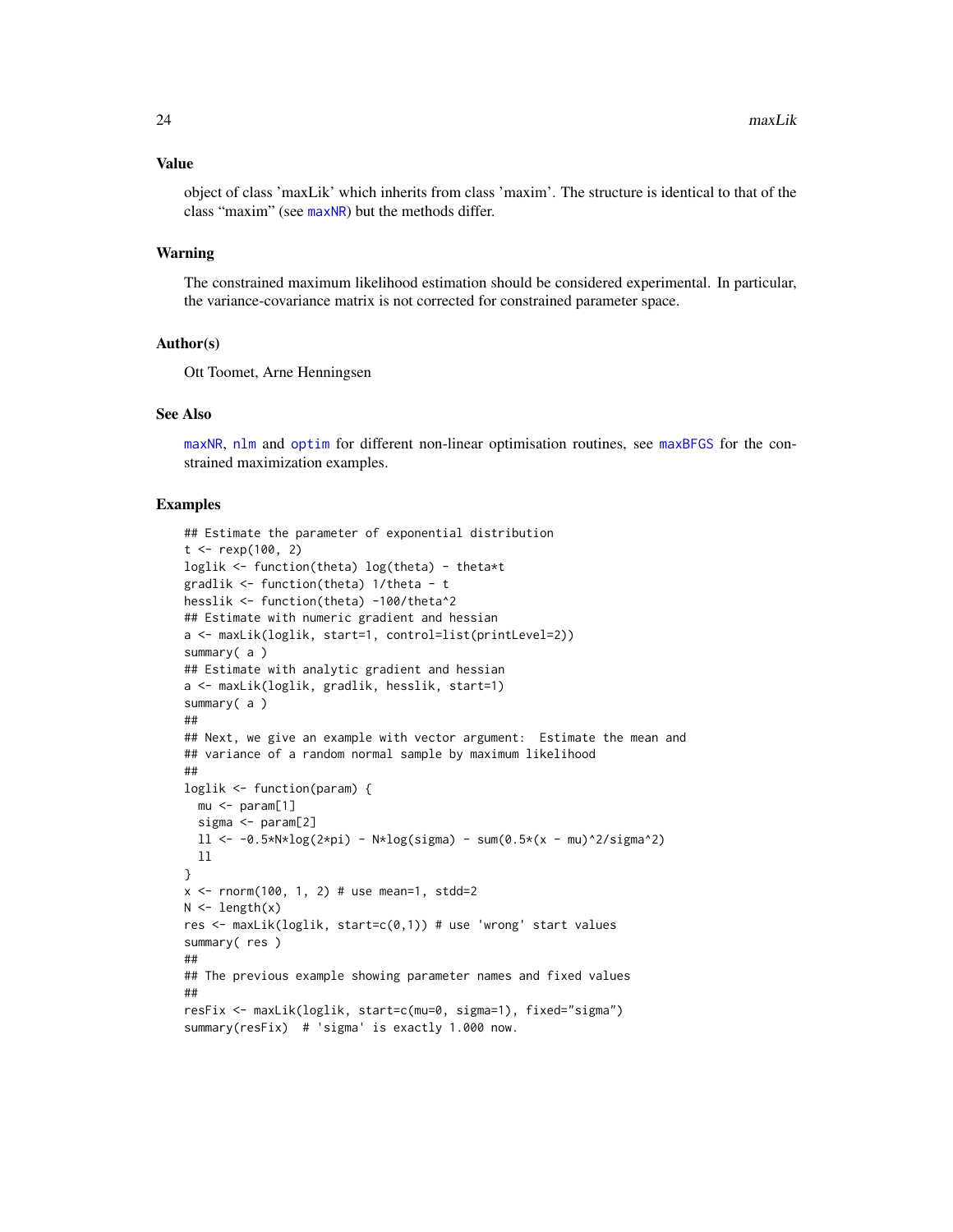## Value

object of class 'maxLik' which inherits from class 'maxim'. The structure is identical to that of the class "maxim" (see maxNR) but the methods differ.

## Warning

The constrained maximum likelihood estimation should be considered experimental. In particular, the variance-covariance matrix is not corrected for constrained parameter space.

## Author(s)

Ott Toomet, Arne Henningsen

## See Also

maxNR, nlm and optim for different non-linear optimisation routines, see maxBFGS for the constrained maximization examples.

## Examples

```
## Estimate the parameter of exponential distribution
t <- rexp(100, 2)
loglik <- function(theta) log(theta) - theta*t
gradlik <- function(theta) 1/theta - t
hesslik <- function(theta) -100/theta^2
## Estimate with numeric gradient and hessian
a <- maxLik(loglik, start=1, control=list(printLevel=2))
summary( a )
## Estimate with analytic gradient and hessian
a <- maxLik(loglik, gradlik, hesslik, start=1)
summary( a )
##
## Next, we give an example with vector argument:  Estimate the mean and
## variance of a random normal sample by maximum likelihood
##
loglik <- function(param) {
  mu <- param[1]
  sigma <- param[2]
  ll <- -0.5*N*log(2*pi) - N*log(sigma) - sum(0.5*(x - mu)^2/sigma^2)
  ll
}
x <- rnorm(100, 1, 2) # use mean=1, stdd=2
N <- length(x)
res <- maxLik(loglik, start=c(0,1)) # use 'wrong' start values
summary( res )
##
## The previous example showing parameter names and fixed values
##
resFix <- maxLik(loglik, start=c(mu=0, sigma=1), fixed="sigma")
summary(resFix)  # 'sigma' is exactly 1.000 now.
```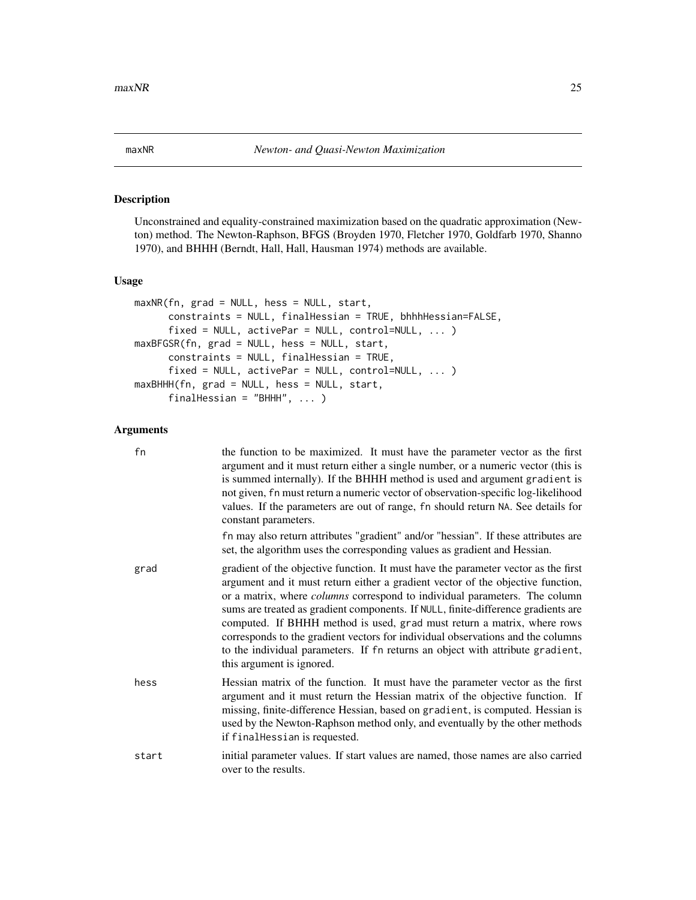## maxNR *Newton- and Quasi-Newton Maximization*

### Description

Unconstrained and equality-constrained maximization based on the quadratic approximation (Newton) method. The Newton-Raphson, BFGS (Broyden 1970, Fletcher 1970, Goldfarb 1970, Shanno 1970), and BHHH (Berndt, Hall, Hall, Hausman 1974) methods are available.

### Usage

```
maxNR(fn, grad = NULL, hess = NULL, start,
      constraints = NULL, finalHessian = TRUE, bhhhHessian=FALSE,
      fixed = NULL, activePar = NULL, control=NULL, ... )
maxBFGSR(fn, grad = NULL, hess = NULL, start,
      constraints = NULL, finalHessian = TRUE,
      fixed = NULL, activePar = NULL, control=NULL, ... )
maxBHHH(fn, grad = NULL, hess = NULL, start,
      finalHessian = "BHHH", ... )
```

### Arguments

`fn` the function to be maximized. It must have the parameter vector as the first argument and it must return either a single number, or a numeric vector (this is is summed internally). If the BHHH method is used and argument `gradient` is not given, `fn` must return a numeric vector of observation-specific log-likelihood values. If the parameters are out of range, `fn` should return `NA`. See details for constant parameters.

`fn` may also return attributes "gradient" and/or "hessian". If these attributes are set, the algorithm uses the corresponding values as gradient and Hessian.

`grad` gradient of the objective function. It must have the parameter vector as the first argument and it must return either a gradient vector of the objective function, or a matrix, where *columns* correspond to individual parameters. The column sums are treated as gradient components. If `NULL`, finite-difference gradients are computed. If BHHH method is used, `grad` must return a matrix, where rows corresponds to the gradient vectors for individual observations and the columns to the individual parameters. If `fn` returns an object with attribute `gradient`, this argument is ignored.

`hess` Hessian matrix of the function. It must have the parameter vector as the first argument and it must return the Hessian matrix of the objective function. If missing, finite-difference Hessian, based on `gradient`, is computed. Hessian is used by the Newton-Raphson method only, and eventually by the other methods if `finalHessian` is requested.

`start` initial parameter values. If start values are named, those names are also carried over to the results.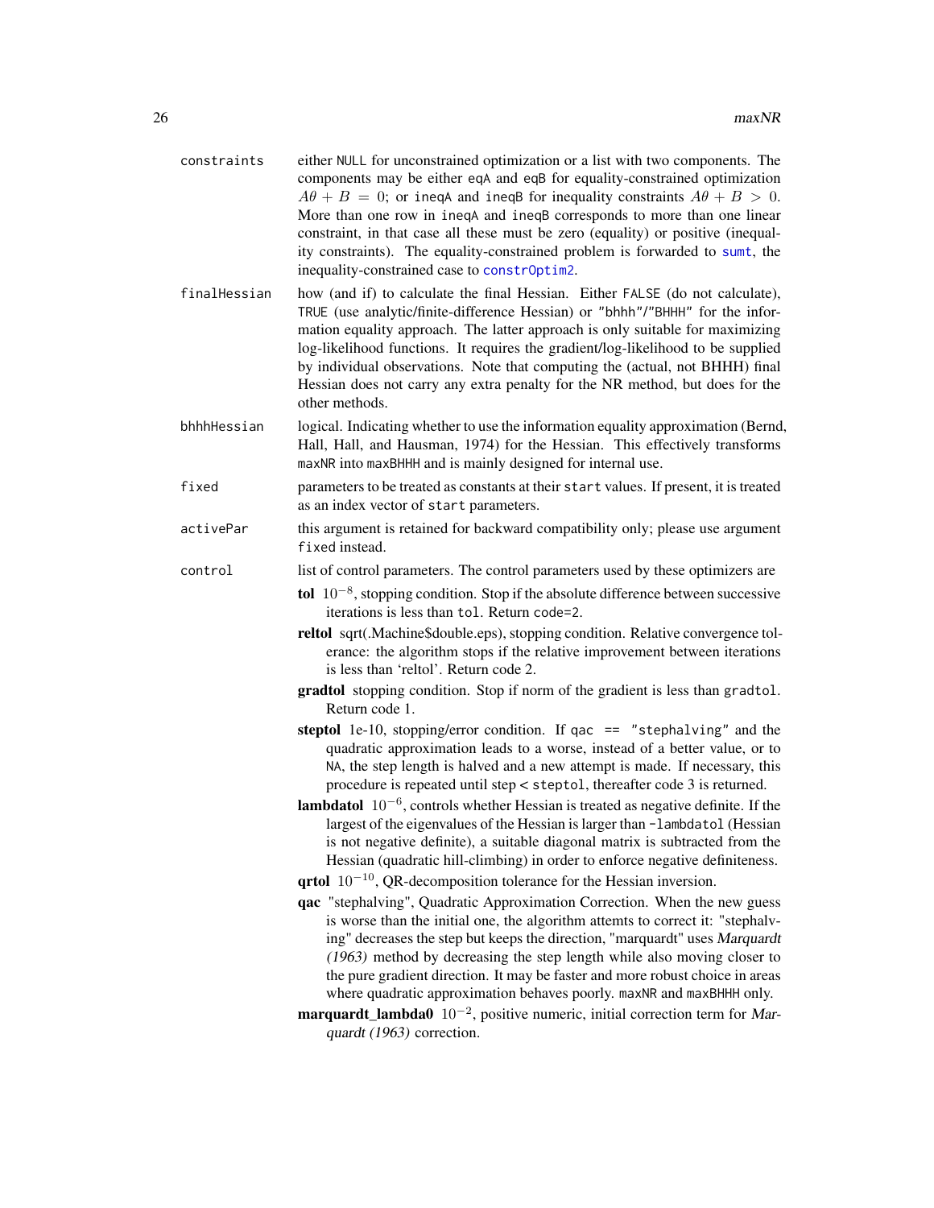**constraints** either NULL for unconstrained optimization or a list with two components. The components may be either eqA and eqB for equality-constrained optimization $A\theta + B = 0$; or ineqA and ineqB for inequality constraints $A\theta + B > 0$. More than one row in ineqA and ineqB corresponds to more than one linear constraint, in that case all these must be zero (equality) or positive (inequality constraints). The equality-constrained problem is forwarded to sumt, the inequality-constrained case to constrOptim2.

**finalHessian** how (and if) to calculate the final Hessian. Either FALSE (do not calculate), TRUE (use analytic/finite-difference Hessian) or "bhhh"/"BHHH" for the information equality approach. The latter approach is only suitable for maximizing log-likelihood functions. It requires the gradient/log-likelihood to be supplied by individual observations. Note that computing the (actual, not BHHH) final Hessian does not carry any extra penalty for the NR method, but does for the other methods.

**bhhhHessian** logical. Indicating whether to use the information equality approximation (Bernd, Hall, Hall, and Hausman, 1974) for the Hessian. This effectively transforms maxNR into maxBHHH and is mainly designed for internal use.

**fixed** parameters to be treated as constants at their start values. If present, it is treated as an index vector of start parameters.

**activePar** this argument is retained for backward compatibility only; please use argument fixed instead.

**control** list of control parameters. The control parameters used by these optimizers are

- **tol** $10^{-8}$, stopping condition. Stop if the absolute difference between successive iterations is less than tol. Return code=2.
- **reltol** sqrt(.Machine$double.eps), stopping condition. Relative convergence tolerance: the algorithm stops if the relative improvement between iterations is less than 'reltol'. Return code 2.
- **gradtol** stopping condition. Stop if norm of the gradient is less than gradtol. Return code 1.
- **steptol** 1e-10, stopping/error condition. If qac == "stephalving" and the quadratic approximation leads to a worse, instead of a better value, or to NA, the step length is halved and a new attempt is made. If necessary, this procedure is repeated until step < steptol, thereafter code 3 is returned.
- **lambdatol** $10^{-6}$, controls whether Hessian is treated as negative definite. If the largest of the eigenvalues of the Hessian is larger than -lambdatol (Hessian is not negative definite), a suitable diagonal matrix is subtracted from the Hessian (quadratic hill-climbing) in order to enforce negative definiteness.
- **qrtol** $10^{-10}$, QR-decomposition tolerance for the Hessian inversion.
- **qac** "stephalving", Quadratic Approximation Correction. When the new guess is worse than the initial one, the algorithm attemts to correct it: "stephalving" decreases the step but keeps the direction, "marquardt" uses *Marquardt (1963)* method by decreasing the step length while also moving closer to the pure gradient direction. It may be faster and more robust choice in areas where quadratic approximation behaves poorly. maxNR and maxBHHH only.
- **marquardt_lambda0** $10^{-2}$, positive numeric, initial correction term for *Marquardt (1963)* correction.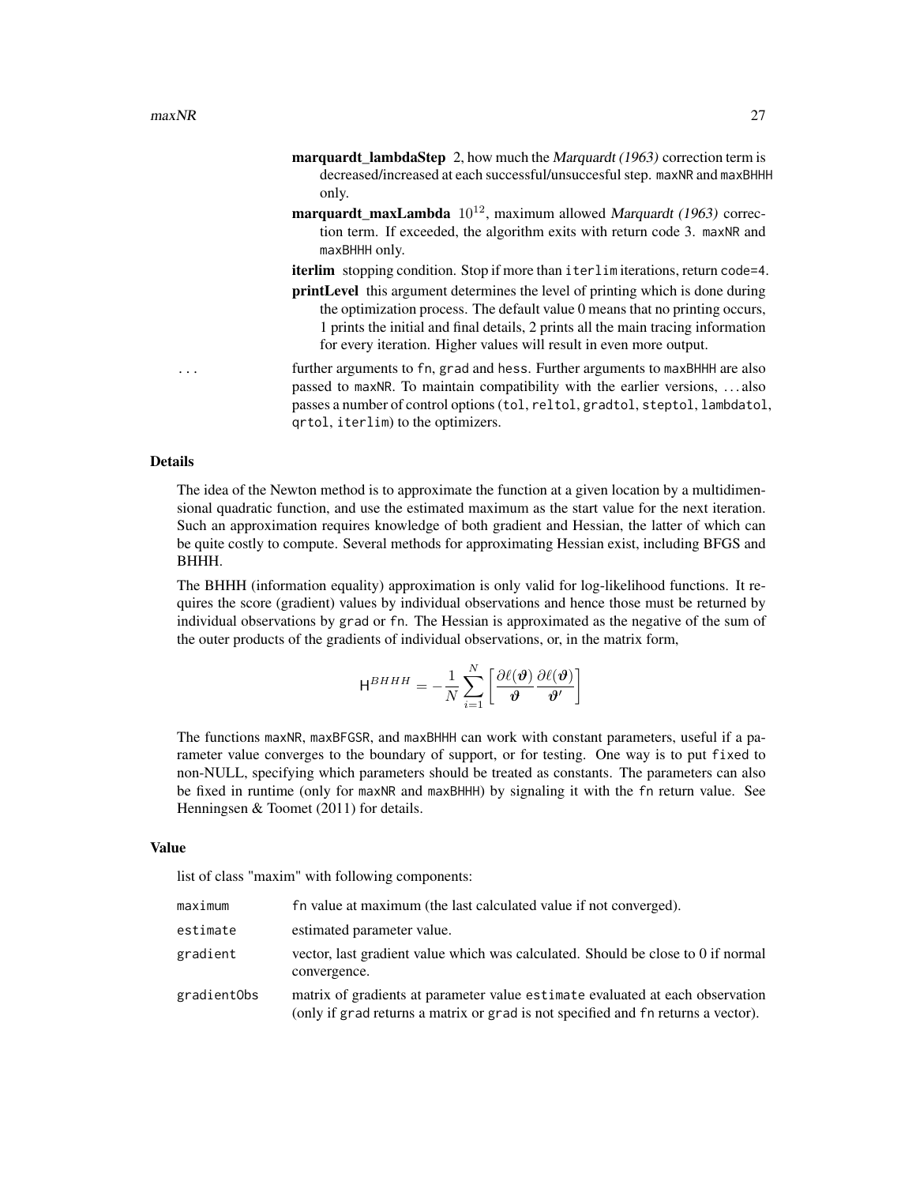**marquardt_lambdaStep** 2, how much the *Marquardt (1963)* correction term is decreased/increased at each successful/unsuccesful step. maxNR and maxBHHH only.

**marquardt_maxLambda** $10^{12}$, maximum allowed *Marquardt (1963)* correction term. If exceeded, the algorithm exits with return code 3. maxNR and maxBHHH only.

**iterlim** stopping condition. Stop if more than iterlim iterations, return code=4.

**printLevel** this argument determines the level of printing which is done during the optimization process. The default value 0 means that no printing occurs, 1 prints the initial and final details, 2 prints all the main tracing information for every iteration. Higher values will result in even more output.

... further arguments to fn, grad and hess. Further arguments to maxBHHH are also passed to maxNR. To maintain compatibility with the earlier versions, ... also passes a number of control options (tol, reltol, gradtol, steptol, lambdatol, qrtol, iterlim) to the optimizers.

## Details

The idea of the Newton method is to approximate the function at a given location by a multidimensional quadratic function, and use the estimated maximum as the start value for the next iteration. Such an approximation requires knowledge of both gradient and Hessian, the latter of which can be quite costly to compute. Several methods for approximating Hessian exist, including BFGS and BHHH.

The BHHH (information equality) approximation is only valid for log-likelihood functions. It requires the score (gradient) values by individual observations and hence those must be returned by individual observations by grad or fn. The Hessian is approximated as the negative of the sum of the outer products of the gradients of individual observations, or, in the matrix form,

$$\mathsf{H}^{BHHH} = -\frac{1}{N}\sum_{i=1}^{N}\left[\frac{\partial \ell(\boldsymbol{\vartheta})}{\boldsymbol{\vartheta}}\frac{\partial \ell(\boldsymbol{\vartheta})}{\boldsymbol{\vartheta}'}\right]$$

The functions maxNR, maxBFGSR, and maxBHHH can work with constant parameters, useful if a parameter value converges to the boundary of support, or for testing. One way is to put fixed to non-NULL, specifying which parameters should be treated as constants. The parameters can also be fixed in runtime (only for maxNR and maxBHHH) by signaling it with the fn return value. See Henningsen & Toomet (2011) for details.

## Value

list of class "maxim" with following components:

| | |
|---|---|
| maximum | fn value at maximum (the last calculated value if not converged). |
| estimate | estimated parameter value. |
| gradient | vector, last gradient value which was calculated. Should be close to 0 if normal convergence. |
| gradientObs | matrix of gradients at parameter value estimate evaluated at each observation (only if grad returns a matrix or grad is not specified and fn returns a vector). |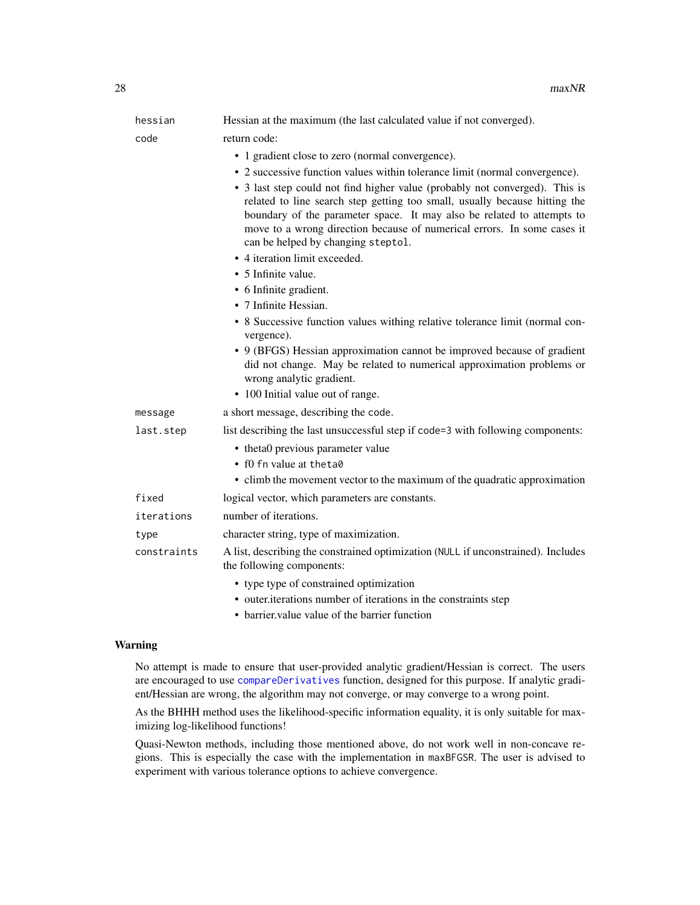hessian
: Hessian at the maximum (the last calculated value if not converged).

code
: return code:

- 1 gradient close to zero (normal convergence).
- 2 successive function values within tolerance limit (normal convergence).
- 3 last step could not find higher value (probably not converged). This is related to line search step getting too small, usually because hitting the boundary of the parameter space. It may also be related to attempts to move to a wrong direction because of numerical errors. In some cases it can be helped by changing `steptol`.
- 4 iteration limit exceeded.
- 5 Infinite value.
- 6 Infinite gradient.
- 7 Infinite Hessian.
- 8 Successive function values withing relative tolerance limit (normal convergence).
- 9 (BFGS) Hessian approximation cannot be improved because of gradient did not change. May be related to numerical approximation problems or wrong analytic gradient.
- 100 Initial value out of range.

message
: a short message, describing the code.

last.step
: list describing the last unsuccessful step if `code=3` with following components:

- theta0 previous parameter value
- f0 `fn` value at `theta0`
- climb the movement vector to the maximum of the quadratic approximation

fixed
: logical vector, which parameters are constants.

iterations
: number of iterations.

type
: character string, type of maximization.

constraints
: A list, describing the constrained optimization (`NULL` if unconstrained). Includes the following components:

- type type of constrained optimization
- outer.iterations number of iterations in the constraints step
- barrier.value value of the barrier function

## Warning

No attempt is made to ensure that user-provided analytic gradient/Hessian is correct. The users are encouraged to use `compareDerivatives` function, designed for this purpose. If analytic gradient/Hessian are wrong, the algorithm may not converge, or may converge to a wrong point.

As the BHHH method uses the likelihood-specific information equality, it is only suitable for maximizing log-likelihood functions!

Quasi-Newton methods, including those mentioned above, do not work well in non-concave regions. This is especially the case with the implementation in `maxBFGSR`. The user is advised to experiment with various tolerance options to achieve convergence.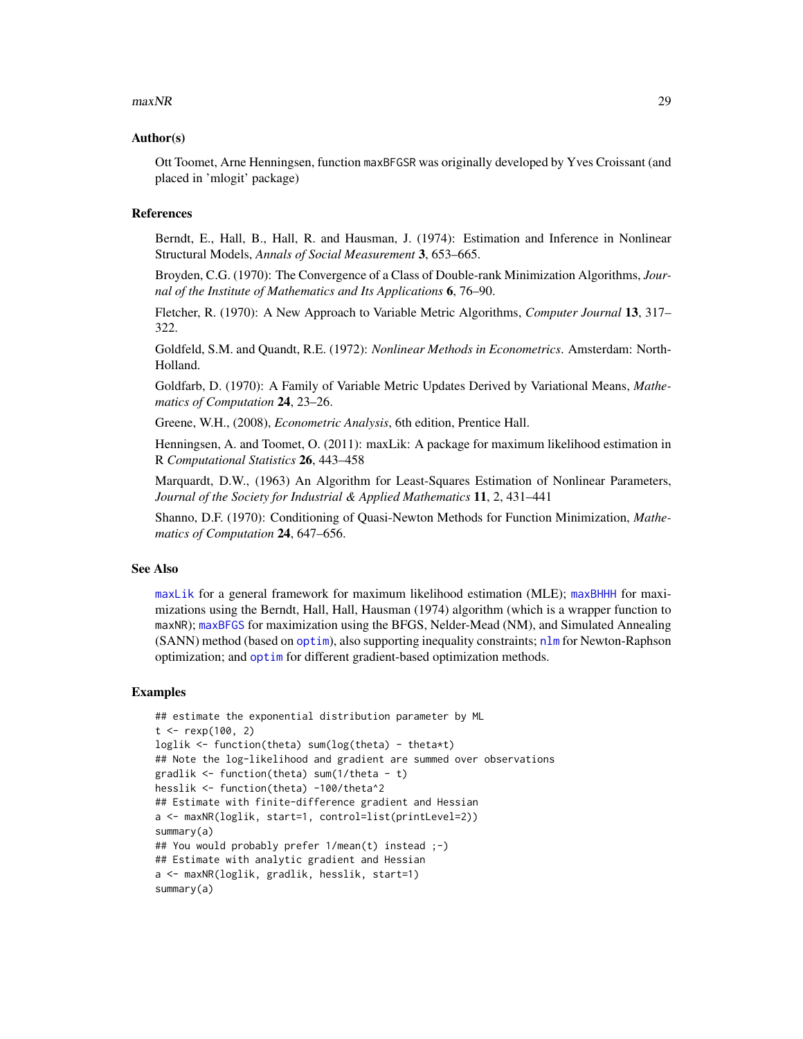### Author(s)

Ott Toomet, Arne Henningsen, function maxBFGSR was originally developed by Yves Croissant (and placed in 'mlogit' package)

### References

Berndt, E., Hall, B., Hall, R. and Hausman, J. (1974): Estimation and Inference in Nonlinear Structural Models, *Annals of Social Measurement* **3**, 653–665.

Broyden, C.G. (1970): The Convergence of a Class of Double-rank Minimization Algorithms, *Journal of the Institute of Mathematics and Its Applications* **6**, 76–90.

Fletcher, R. (1970): A New Approach to Variable Metric Algorithms, *Computer Journal* **13**, 317–322.

Goldfeld, S.M. and Quandt, R.E. (1972): *Nonlinear Methods in Econometrics*. Amsterdam: North-Holland.

Goldfarb, D. (1970): A Family of Variable Metric Updates Derived by Variational Means, *Mathematics of Computation* **24**, 23–26.

Greene, W.H., (2008), *Econometric Analysis*, 6th edition, Prentice Hall.

Henningsen, A. and Toomet, O. (2011): maxLik: A package for maximum likelihood estimation in R *Computational Statistics* **26**, 443–458

Marquardt, D.W., (1963) An Algorithm for Least-Squares Estimation of Nonlinear Parameters, *Journal of the Society for Industrial & Applied Mathematics* **11**, 2, 431–441

Shanno, D.F. (1970): Conditioning of Quasi-Newton Methods for Function Minimization, *Mathematics of Computation* **24**, 647–656.

### See Also

maxLik for a general framework for maximum likelihood estimation (MLE); maxBHHH for maximizations using the Berndt, Hall, Hall, Hausman (1974) algorithm (which is a wrapper function to maxNR); maxBFGS for maximization using the BFGS, Nelder-Mead (NM), and Simulated Annealing (SANN) method (based on optim), also supporting inequality constraints; nlm for Newton-Raphson optimization; and optim for different gradient-based optimization methods.

### Examples

```
## estimate the exponential distribution parameter by ML
t <- rexp(100, 2)
loglik <- function(theta) sum(log(theta) - theta*t)
## Note the log-likelihood and gradient are summed over observations
gradlik <- function(theta) sum(1/theta - t)
hesslik <- function(theta) -100/theta^2
## Estimate with finite-difference gradient and Hessian
a <- maxNR(loglik, start=1, control=list(printLevel=2))
summary(a)
## You would probably prefer 1/mean(t) instead ;-)
## Estimate with analytic gradient and Hessian
a <- maxNR(loglik, gradlik, hesslik, start=1)
summary(a)
```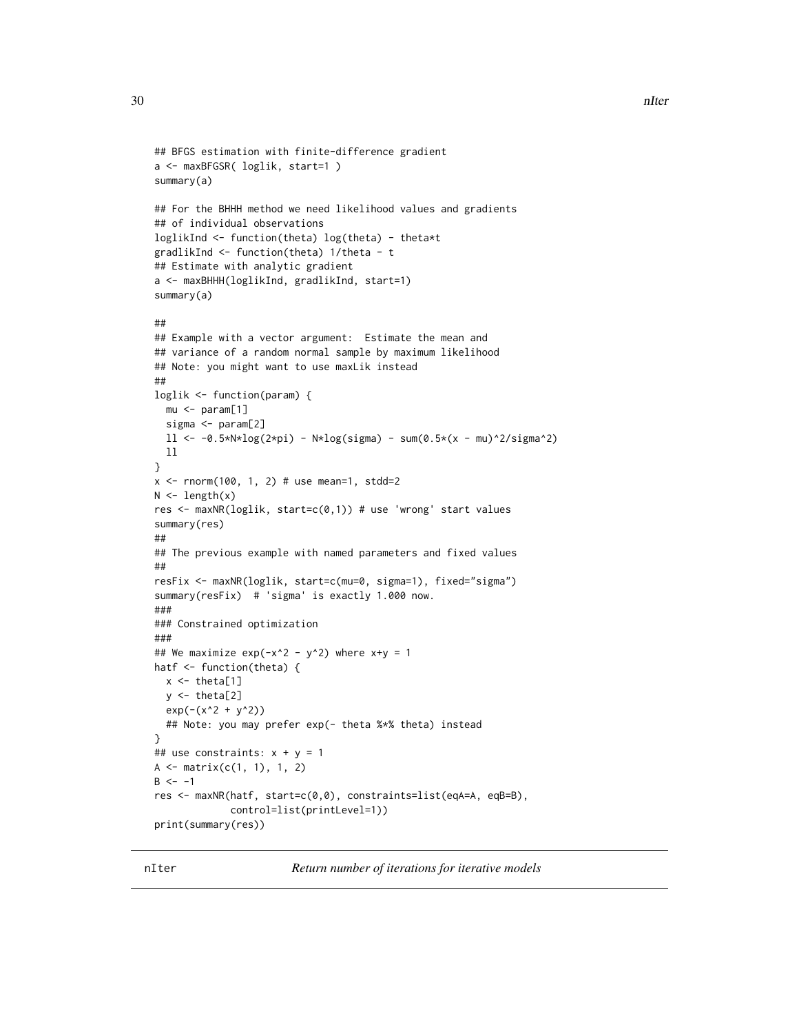```
## BFGS estimation with finite-difference gradient
a <- maxBFGSR( loglik, start=1 )
summary(a)

## For the BHHH method we need likelihood values and gradients
## of individual observations
loglikInd <- function(theta) log(theta) - theta*t
gradlikInd <- function(theta) 1/theta - t
## Estimate with analytic gradient
a <- maxBHHH(loglikInd, gradlikInd, start=1)
summary(a)

##
## Example with a vector argument:  Estimate the mean and
## variance of a random normal sample by maximum likelihood
## Note: you might want to use maxLik instead
##
loglik <- function(param) {
  mu <- param[1]
  sigma <- param[2]
  ll <- -0.5*N*log(2*pi) - N*log(sigma) - sum(0.5*(x - mu)^2/sigma^2)
  ll
}
x <- rnorm(100, 1, 2) # use mean=1, stdd=2
N <- length(x)
res <- maxNR(loglik, start=c(0,1)) # use 'wrong' start values
summary(res)
##
## The previous example with named parameters and fixed values
##
resFix <- maxNR(loglik, start=c(mu=0, sigma=1), fixed="sigma")
summary(resFix)  # 'sigma' is exactly 1.000 now.
###
### Constrained optimization
###
## We maximize exp(-x^2 - y^2) where x+y = 1
hatf <- function(theta) {
  x <- theta[1]
  y <- theta[2]
  exp(-(x^2 + y^2))
  ## Note: you may prefer exp(- theta %*% theta) instead
}
## use constraints: x + y = 1
A <- matrix(c(1, 1), 1, 2)
B <- -1
res <- maxNR(hatf, start=c(0,0), constraints=list(eqA=A, eqB=B),
             control=list(printLevel=1))
print(summary(res))
```

---

`nIter` *Return number of iterations for iterative models*

---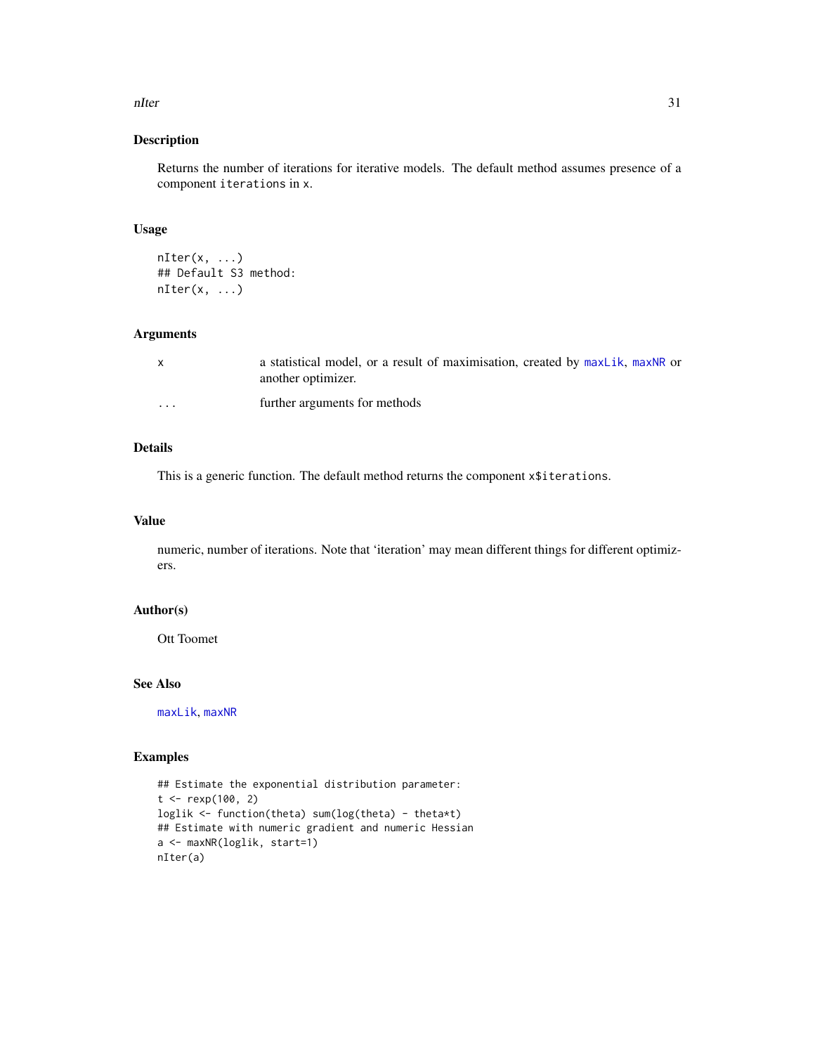## Description

Returns the number of iterations for iterative models. The default method assumes presence of a component `iterations` in `x`.

## Usage

```
nIter(x, ...)
## Default S3 method:
nIter(x, ...)
```

## Arguments

| | |
|---|---|
| `x` | a statistical model, or a result of maximisation, created by `maxLik`, `maxNR` or another optimizer. |
| `...` | further arguments for methods |

## Details

This is a generic function. The default method returns the component `x$iterations`.

## Value

numeric, number of iterations. Note that 'iteration' may mean different things for different optimizers.

## Author(s)

Ott Toomet

## See Also

`maxLik`, `maxNR`

## Examples

```
## Estimate the exponential distribution parameter:
t <- rexp(100, 2)
loglik <- function(theta) sum(log(theta) - theta*t)
## Estimate with numeric gradient and numeric Hessian
a <- maxNR(loglik, start=1)
nIter(a)
```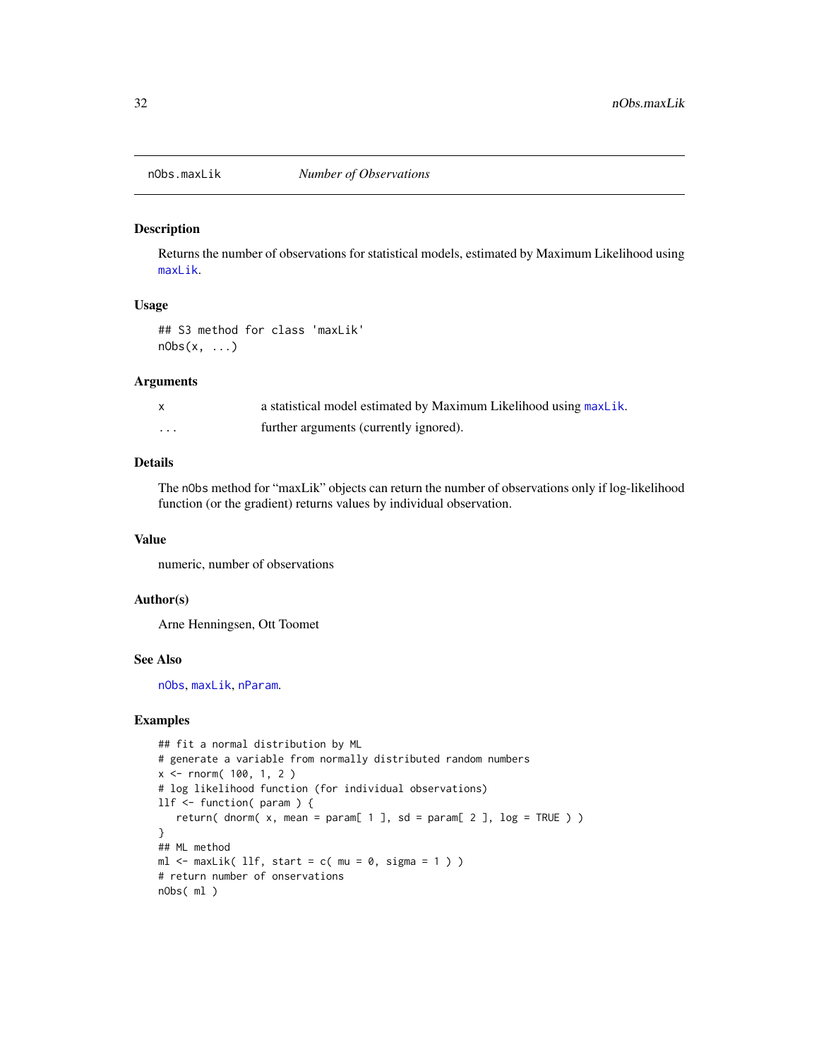# nObs.maxLik *Number of Observations*

## Description

Returns the number of observations for statistical models, estimated by Maximum Likelihood using maxLik.

## Usage

```
## S3 method for class 'maxLik'
nObs(x, ...)
```

## Arguments

| | |
|---|---|
| x | a statistical model estimated by Maximum Likelihood using maxLik. |
| ... | further arguments (currently ignored). |

## Details

The nObs method for "maxLik" objects can return the number of observations only if log-likelihood function (or the gradient) returns values by individual observation.

## Value

numeric, number of observations

## Author(s)

Arne Henningsen, Ott Toomet

## See Also

nObs, maxLik, nParam.

## Examples

```
## fit a normal distribution by ML
# generate a variable from normally distributed random numbers
x <- rnorm( 100, 1, 2 )
# log likelihood function (for individual observations)
llf <- function( param ) {
   return( dnorm( x, mean = param[ 1 ], sd = param[ 2 ], log = TRUE ) )
}
## ML method
ml <- maxLik( llf, start = c( mu = 0, sigma = 1 ) )
# return number of onservations
nObs( ml )
```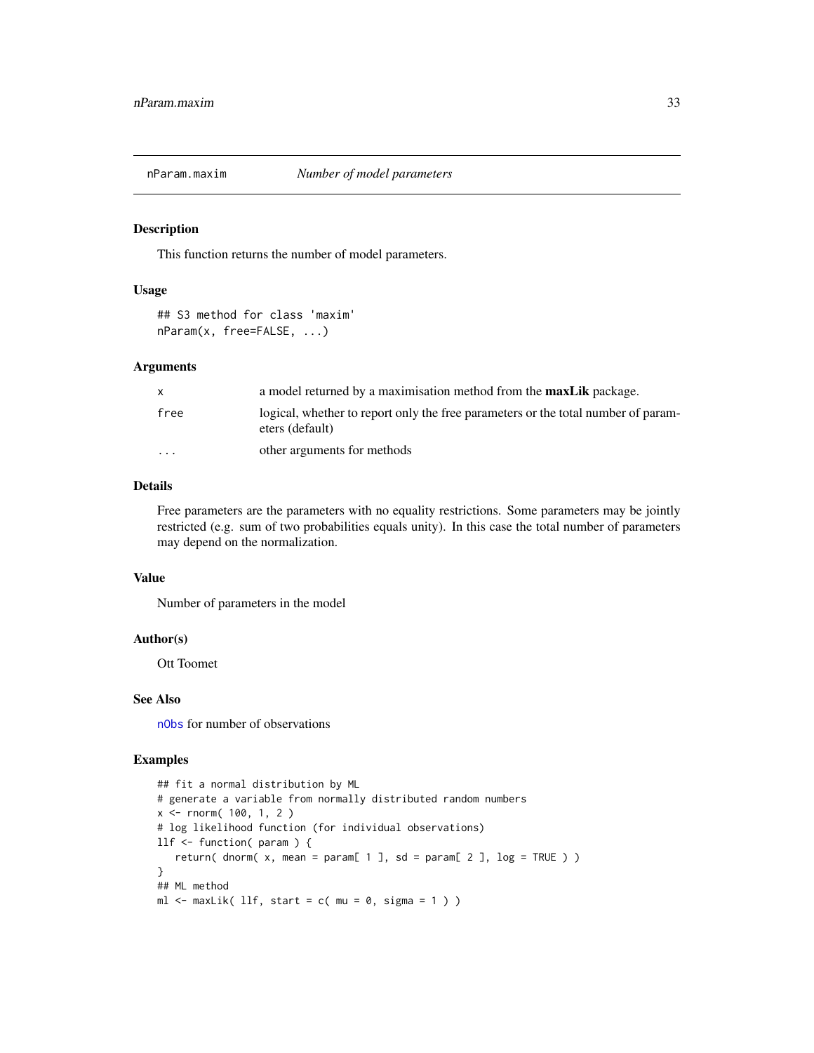## nParam.maxim *Number of model parameters*

### Description

This function returns the number of model parameters.

### Usage

```
## S3 method for class 'maxim'
nParam(x, free=FALSE, ...)
```

### Arguments

| | |
|---|---|
| x | a model returned by a maximisation method from the **maxLik** package. |
| free | logical, whether to report only the free parameters or the total number of parameters (default) |
| ... | other arguments for methods |

### Details

Free parameters are the parameters with no equality restrictions. Some parameters may be jointly restricted (e.g. sum of two probabilities equals unity). In this case the total number of parameters may depend on the normalization.

### Value

Number of parameters in the model

### Author(s)

Ott Toomet

### See Also

nObs for number of observations

### Examples

```
## fit a normal distribution by ML
# generate a variable from normally distributed random numbers
x <- rnorm( 100, 1, 2 )
# log likelihood function (for individual observations)
llf <- function( param ) {
   return( dnorm( x, mean = param[ 1 ], sd = param[ 2 ], log = TRUE ) )
}
## ML method
ml <- maxLik( llf, start = c( mu = 0, sigma = 1 ) )
```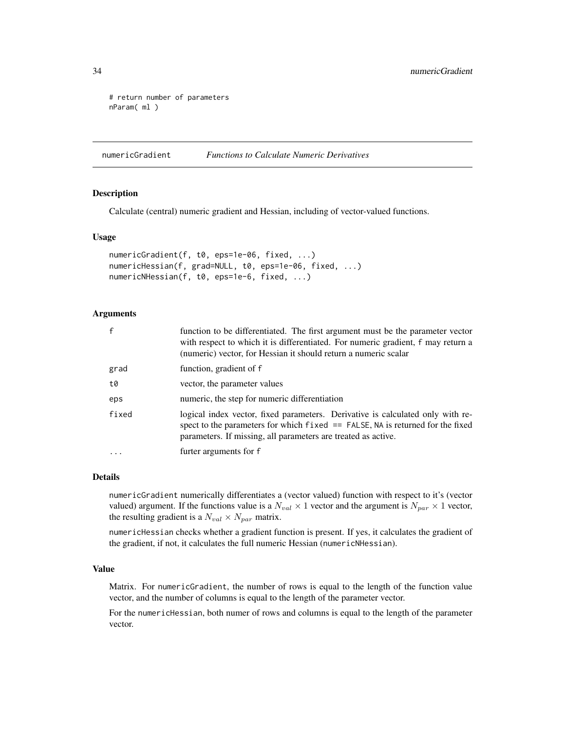```
# return number of parameters
nParam( ml )
```

## numericGradient *Functions to Calculate Numeric Derivatives*

### Description

Calculate (central) numeric gradient and Hessian, including of vector-valued functions.

### Usage

```
numericGradient(f, t0, eps=1e-06, fixed, ...)
numericHessian(f, grad=NULL, t0, eps=1e-06, fixed, ...)
numericNHessian(f, t0, eps=1e-6, fixed, ...)
```

### Arguments

| | |
|---|---|
| `f` | function to be differentiated. The first argument must be the parameter vector with respect to which it is differentiated. For numeric gradient, `f` may return a (numeric) vector, for Hessian it should return a numeric scalar |
| `grad` | function, gradient of `f` |
| `t0` | vector, the parameter values |
| `eps` | numeric, the step for numeric differentiation |
| `fixed` | logical index vector, fixed parameters. Derivative is calculated only with respect to the parameters for which `fixed == FALSE`, `NA` is returned for the fixed parameters. If missing, all parameters are treated as active. |
| `...` | furter arguments for `f` |

### Details

`numericGradient` numerically differentiates a (vector valued) function with respect to it's (vector valued) argument. If the functions value is a $N_{val} \times 1$ vector and the argument is $N_{par} \times 1$ vector, the resulting gradient is a $N_{val} \times N_{par}$ matrix.

`numericHessian` checks whether a gradient function is present. If yes, it calculates the gradient of the gradient, if not, it calculates the full numeric Hessian (`numericNHessian`).

### Value

Matrix. For `numericGradient`, the number of rows is equal to the length of the function value vector, and the number of columns is equal to the length of the parameter vector.

For the `numericHessian`, both numer of rows and columns is equal to the length of the parameter vector.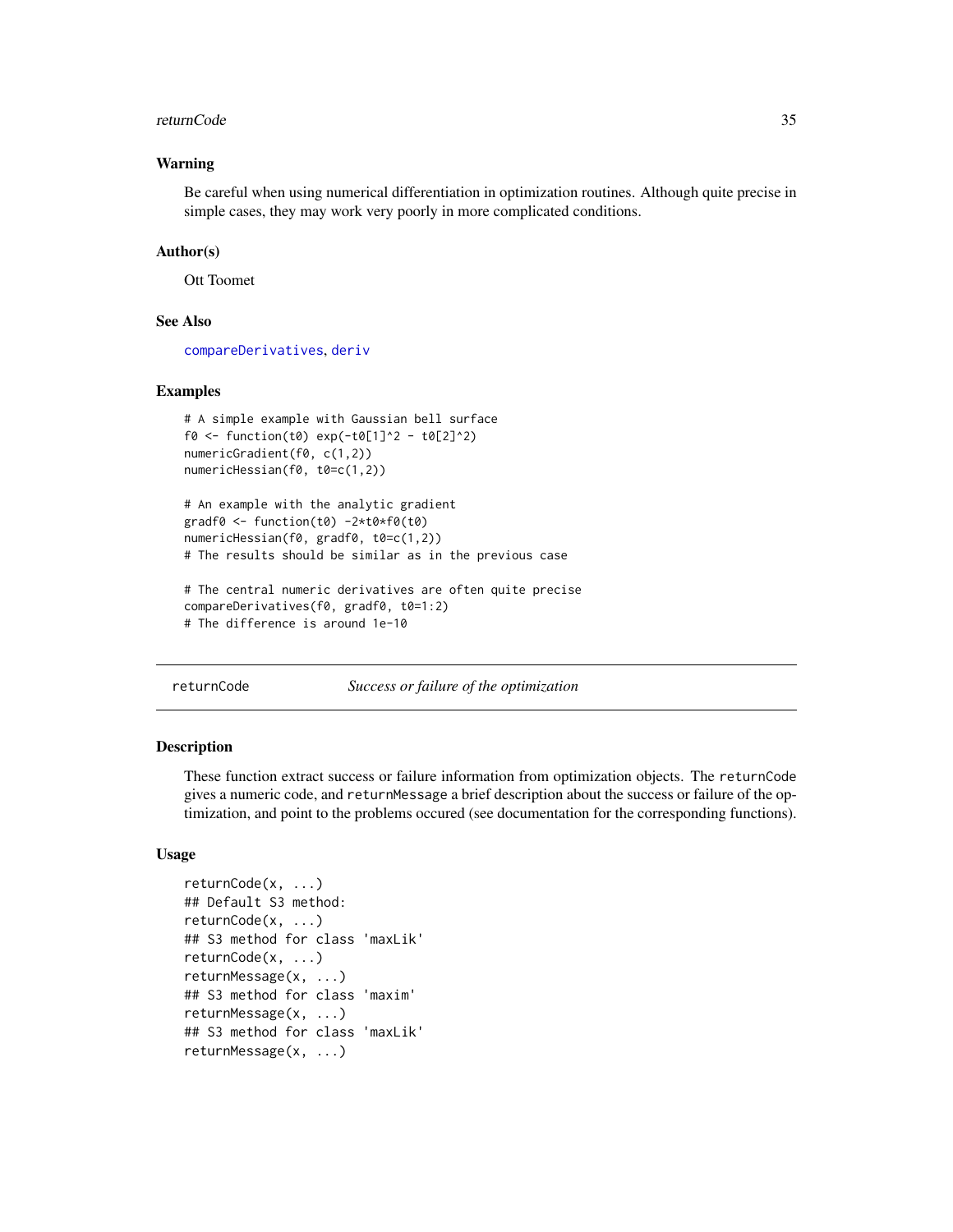### Warning

Be careful when using numerical differentiation in optimization routines. Although quite precise in simple cases, they may work very poorly in more complicated conditions.

### Author(s)

Ott Toomet

### See Also

compareDerivatives, deriv

### Examples

```
# A simple example with Gaussian bell surface
f0 <- function(t0) exp(-t0[1]^2 - t0[2]^2)
numericGradient(f0, c(1,2))
numericHessian(f0, t0=c(1,2))

# An example with the analytic gradient
gradf0 <- function(t0) -2*t0*f0(t0)
numericHessian(f0, gradf0, t0=c(1,2))
# The results should be similar as in the previous case

# The central numeric derivatives are often quite precise
compareDerivatives(f0, gradf0, t0=1:2)
# The difference is around 1e-10
```

---

## returnCode *Success or failure of the optimization*

### Description

These function extract success or failure information from optimization objects. The `returnCode` gives a numeric code, and `returnMessage` a brief description about the success or failure of the optimization, and point to the problems occured (see documentation for the corresponding functions).

### Usage

```
returnCode(x, ...)
## Default S3 method:
returnCode(x, ...)
## S3 method for class 'maxLik'
returnCode(x, ...)
returnMessage(x, ...)
## S3 method for class 'maxim'
returnMessage(x, ...)
## S3 method for class 'maxLik'
returnMessage(x, ...)
```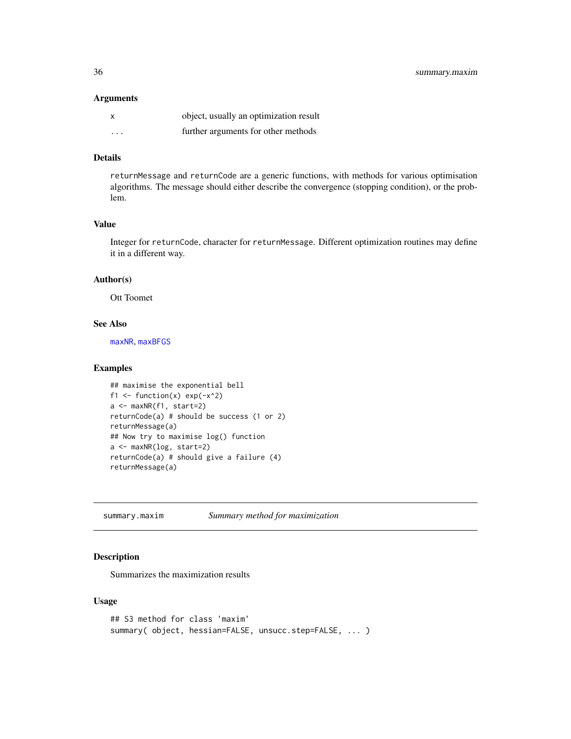### Arguments

| | |
|---|---|
| x | object, usually an optimization result |
| ... | further arguments for other methods |

### Details

returnMessage and returnCode are a generic functions, with methods for various optimisation algorithms. The message should either describe the convergence (stopping condition), or the problem.

### Value

Integer for returnCode, character for returnMessage. Different optimization routines may define it in a different way.

### Author(s)

Ott Toomet

### See Also

maxNR, maxBFGS

### Examples

```
## maximise the exponential bell
f1 <- function(x) exp(-x^2)
a <- maxNR(f1, start=2)
returnCode(a) # should be success (1 or 2)
returnMessage(a)
## Now try to maximise log() function
a <- maxNR(log, start=2)
returnCode(a) # should give a failure (4)
returnMessage(a)
```

---

## summary.maxim *Summary method for maximization*

### Description

Summarizes the maximization results

### Usage

```
## S3 method for class 'maxim'
summary( object, hessian=FALSE, unsucc.step=FALSE, ... )
```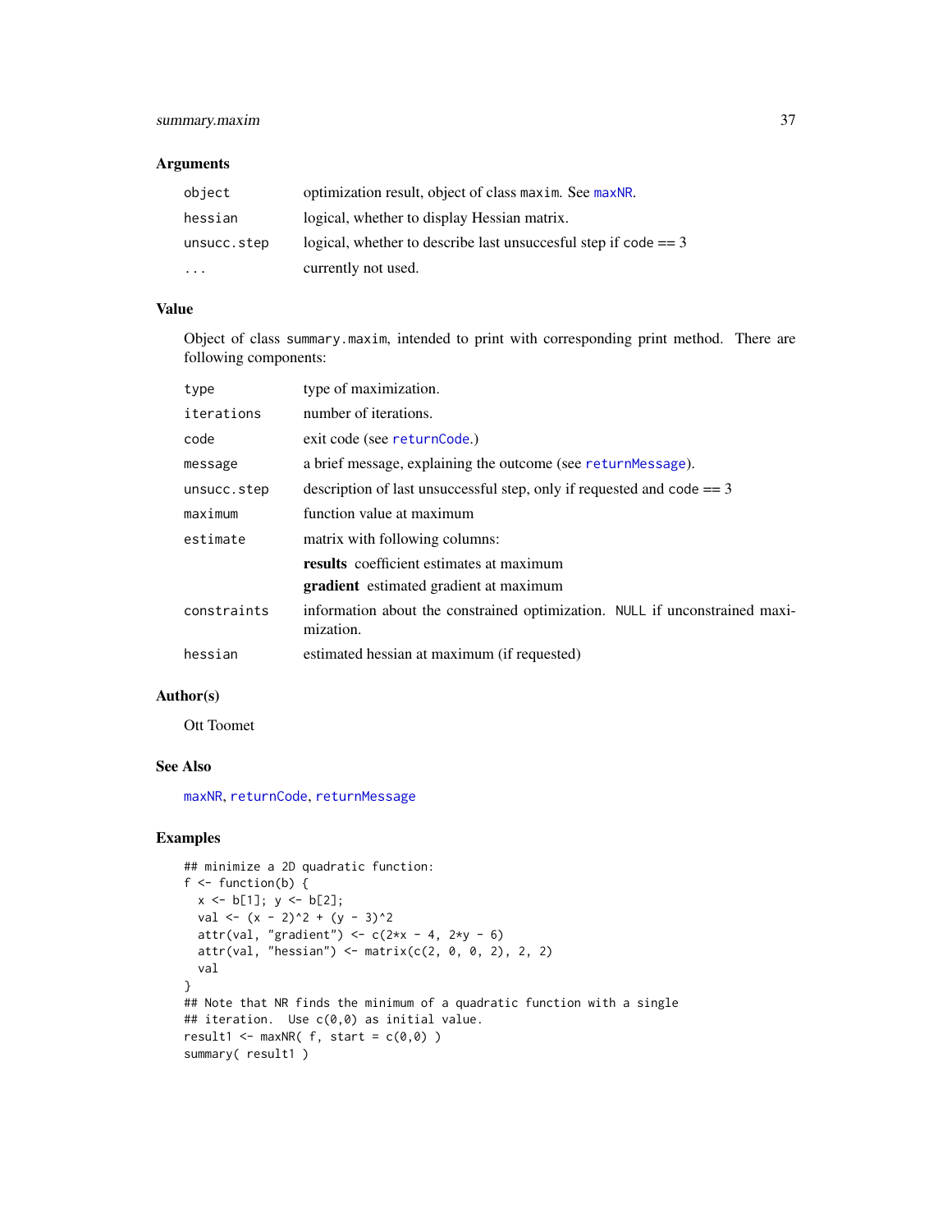## Arguments

| | |
|---|---|
| `object` | optimization result, object of class `maxim`. See `maxNR`. |
| `hessian` | logical, whether to display Hessian matrix. |
| `unsucc.step` | logical, whether to describe last unsuccesful step if code == 3 |
| `...` | currently not used. |

## Value

Object of class `summary.maxim`, intended to print with corresponding print method. There are following components:

| | |
|---|---|
| `type` | type of maximization. |
| `iterations` | number of iterations. |
| `code` | exit code (see `returnCode`.) |
| `message` | a brief message, explaining the outcome (see `returnMessage`). |
| `unsucc.step` | description of last unsuccessful step, only if requested and code == 3 |
| `maximum` | function value at maximum |
| `estimate` | matrix with following columns:<br>**results** coefficient estimates at maximum<br>**gradient** estimated gradient at maximum |
| `constraints` | information about the constrained optimization. `NULL` if unconstrained maximization. |
| `hessian` | estimated hessian at maximum (if requested) |

## Author(s)

Ott Toomet

## See Also

`maxNR`, `returnCode`, `returnMessage`

## Examples

```
## minimize a 2D quadratic function:
f <- function(b) {
  x <- b[1]; y <- b[2];
  val <- (x - 2)^2 + (y - 3)^2
  attr(val, "gradient") <- c(2*x - 4, 2*y - 6)
  attr(val, "hessian") <- matrix(c(2, 0, 0, 2), 2, 2)
  val
}
## Note that NR finds the minimum of a quadratic function with a single
## iteration.  Use c(0,0) as initial value.
result1 <- maxNR( f, start = c(0,0) )
summary( result1 )
```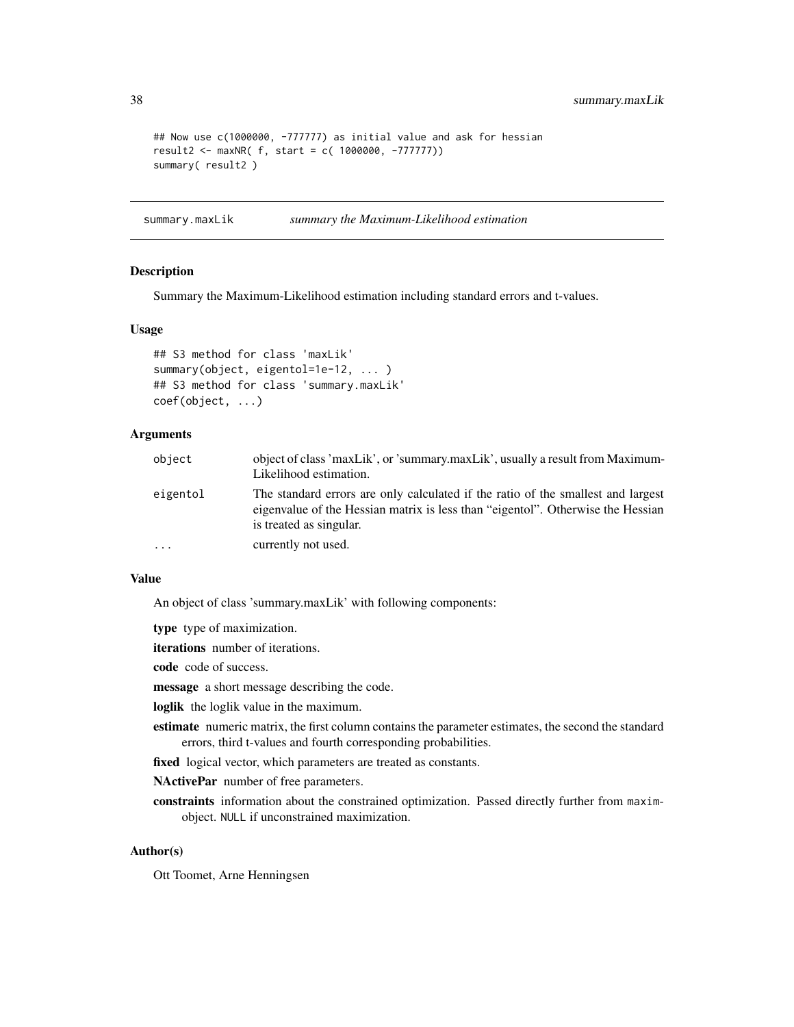```
## Now use c(1000000, -777777) as initial value and ask for hessian
result2 <- maxNR( f, start = c( 1000000, -777777))
summary( result2 )
```

---

summary.maxLik    *summary the Maximum-Likelihood estimation*

---

## Description

Summary the Maximum-Likelihood estimation including standard errors and t-values.

## Usage

```
## S3 method for class 'maxLik'
summary(object, eigentol=1e-12, ... )
## S3 method for class 'summary.maxLik'
coef(object, ...)
```

## Arguments

| | |
|---|---|
| `object` | object of class 'maxLik', or 'summary.maxLik', usually a result from Maximum-Likelihood estimation. |
| `eigentol` | The standard errors are only calculated if the ratio of the smallest and largest eigenvalue of the Hessian matrix is less than "eigentol". Otherwise the Hessian is treated as singular. |
| `...` | currently not used. |

## Value

An object of class 'summary.maxLik' with following components:

**type** type of maximization.

**iterations** number of iterations.

**code** code of success.

**message** a short message describing the code.

**loglik** the loglik value in the maximum.

**estimate** numeric matrix, the first column contains the parameter estimates, the second the standard errors, third t-values and fourth corresponding probabilities.

**fixed** logical vector, which parameters are treated as constants.

**NActivePar** number of free parameters.

**constraints** information about the constrained optimization. Passed directly further from `maxim`-object. `NULL` if unconstrained maximization.

## Author(s)

Ott Toomet, Arne Henningsen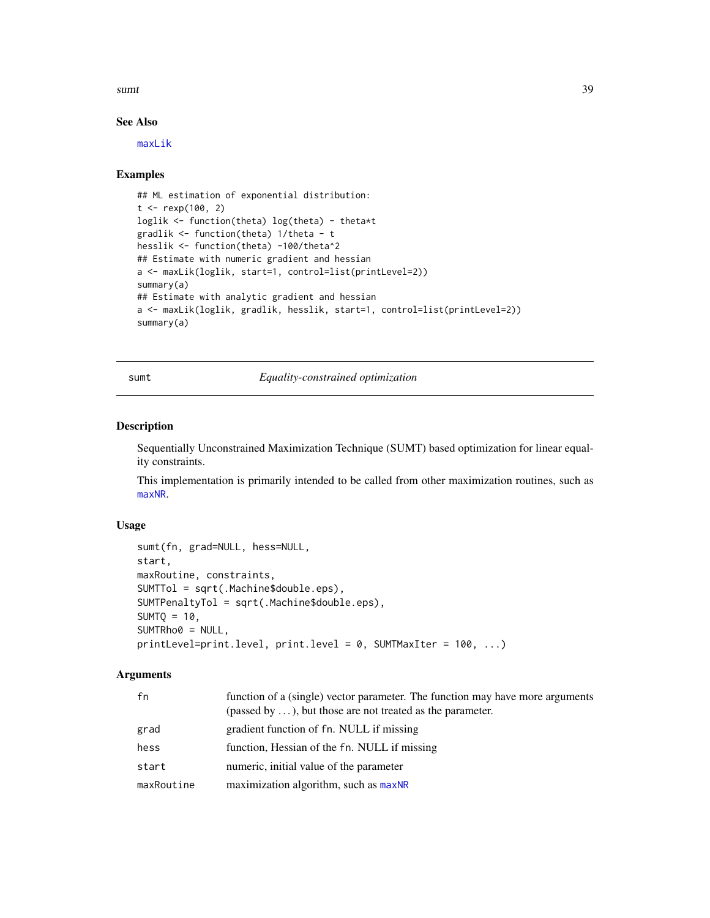### See Also

maxLik

### Examples

```
## ML estimation of exponential distribution:
t <- rexp(100, 2)
loglik <- function(theta) log(theta) - theta*t
gradlik <- function(theta) 1/theta - t
hesslik <- function(theta) -100/theta^2
## Estimate with numeric gradient and hessian
a <- maxLik(loglik, start=1, control=list(printLevel=2))
summary(a)
## Estimate with analytic gradient and hessian
a <- maxLik(loglik, gradlik, hesslik, start=1, control=list(printLevel=2))
summary(a)
```

---

## sumt — *Equality-constrained optimization*

### Description

Sequentially Unconstrained Maximization Technique (SUMT) based optimization for linear equality constraints.

This implementation is primarily intended to be called from other maximization routines, such as maxNR.

### Usage

```
sumt(fn, grad=NULL, hess=NULL,
start,
maxRoutine, constraints,
SUMTTol = sqrt(.Machine$double.eps),
SUMTPenaltyTol = sqrt(.Machine$double.eps),
SUMTQ = 10,
SUMTRho0 = NULL,
printLevel=print.level, print.level = 0, SUMTMaxIter = 100, ...)
```

### Arguments

| | |
|---|---|
| fn | function of a (single) vector parameter. The function may have more arguments (passed by ...), but those are not treated as the parameter. |
| grad | gradient function of fn. NULL if missing |
| hess | function, Hessian of the fn. NULL if missing |
| start | numeric, initial value of the parameter |
| maxRoutine | maximization algorithm, such as maxNR |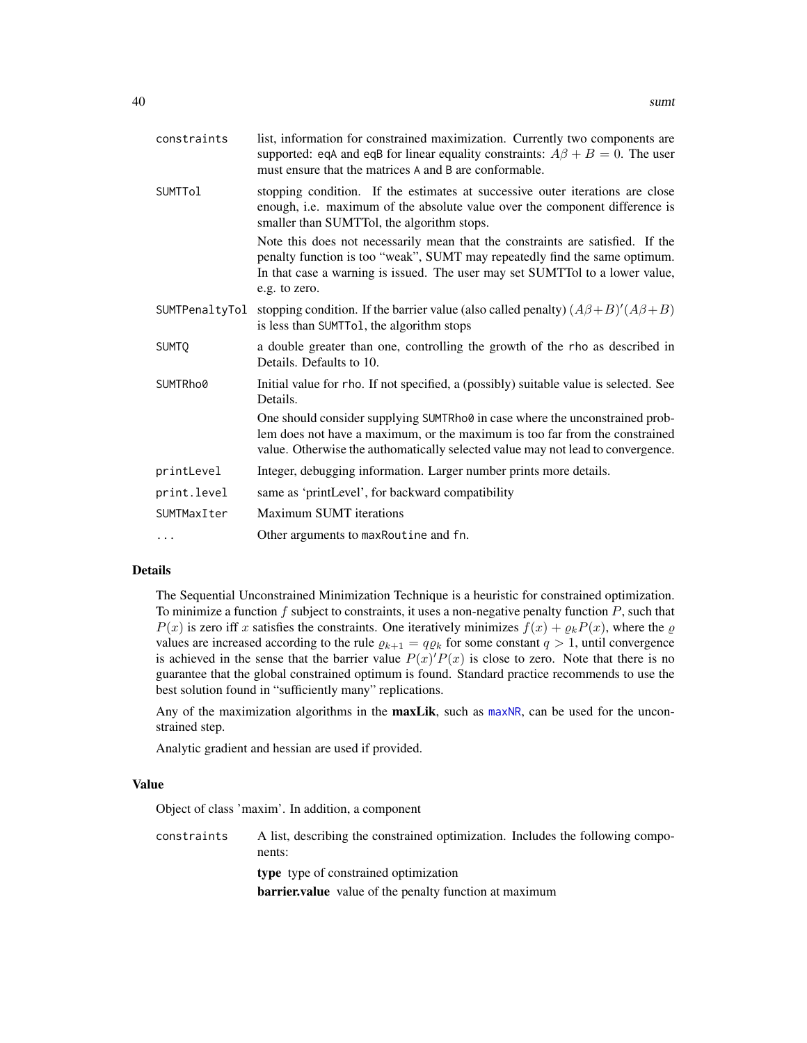| | |
|---|---|
| `constraints` | list, information for constrained maximization. Currently two components are supported: `eqA` and `eqB` for linear equality constraints: $A\beta + B = 0$. The user must ensure that the matrices `A` and `B` are conformable. |
| `SUMTTol` | stopping condition. If the estimates at successive outer iterations are close enough, i.e. maximum of the absolute value over the component difference is smaller than SUMTTol, the algorithm stops.<br><br>Note this does not necessarily mean that the constraints are satisfied. If the penalty function is too "weak", SUMT may repeatedly find the same optimum. In that case a warning is issued. The user may set SUMTTol to a lower value, e.g. to zero. |
| `SUMTPenaltyTol` | stopping condition. If the barrier value (also called penalty) $(A\beta+B)'(A\beta+B)$ is less than `SUMTTol`, the algorithm stops |
| `SUMTQ` | a double greater than one, controlling the growth of the `rho` as described in Details. Defaults to 10. |
| `SUMTRho0` | Initial value for `rho`. If not specified, a (possibly) suitable value is selected. See Details.<br><br>One should consider supplying `SUMTRho0` in case where the unconstrained problem does not have a maximum, or the maximum is too far from the constrained value. Otherwise the authomatically selected value may not lead to convergence. |
| `printLevel` | Integer, debugging information. Larger number prints more details. |
| `print.level` | same as 'printLevel', for backward compatibility |
| `SUMTMaxIter` | Maximum SUMT iterations |
| `...` | Other arguments to `maxRoutine` and `fn`. |

## Details

The Sequential Unconstrained Minimization Technique is a heuristic for constrained optimization. To minimize a function $f$ subject to constraints, it uses a non-negative penalty function $P$, such that $P(x)$ is zero iff $x$ satisfies the constraints. One iteratively minimizes $f(x) + \varrho_k P(x)$, where the $\varrho$ values are increased according to the rule $\varrho_{k+1} = q\varrho_k$ for some constant $q > 1$, until convergence is achieved in the sense that the barrier value $P(x)'P(x)$ is close to zero. Note that there is no guarantee that the global constrained optimum is found. Standard practice recommends to use the best solution found in "sufficiently many" replications.

Any of the maximization algorithms in the **maxLik**, such as `maxNR`, can be used for the unconstrained step.

Analytic gradient and hessian are used if provided.

## Value

Object of class 'maxim'. In addition, a component

| | |
|---|---|
| `constraints` | A list, describing the constrained optimization. Includes the following components:<br><br>**type** type of constrained optimization<br><br>**barrier.value** value of the penalty function at maximum |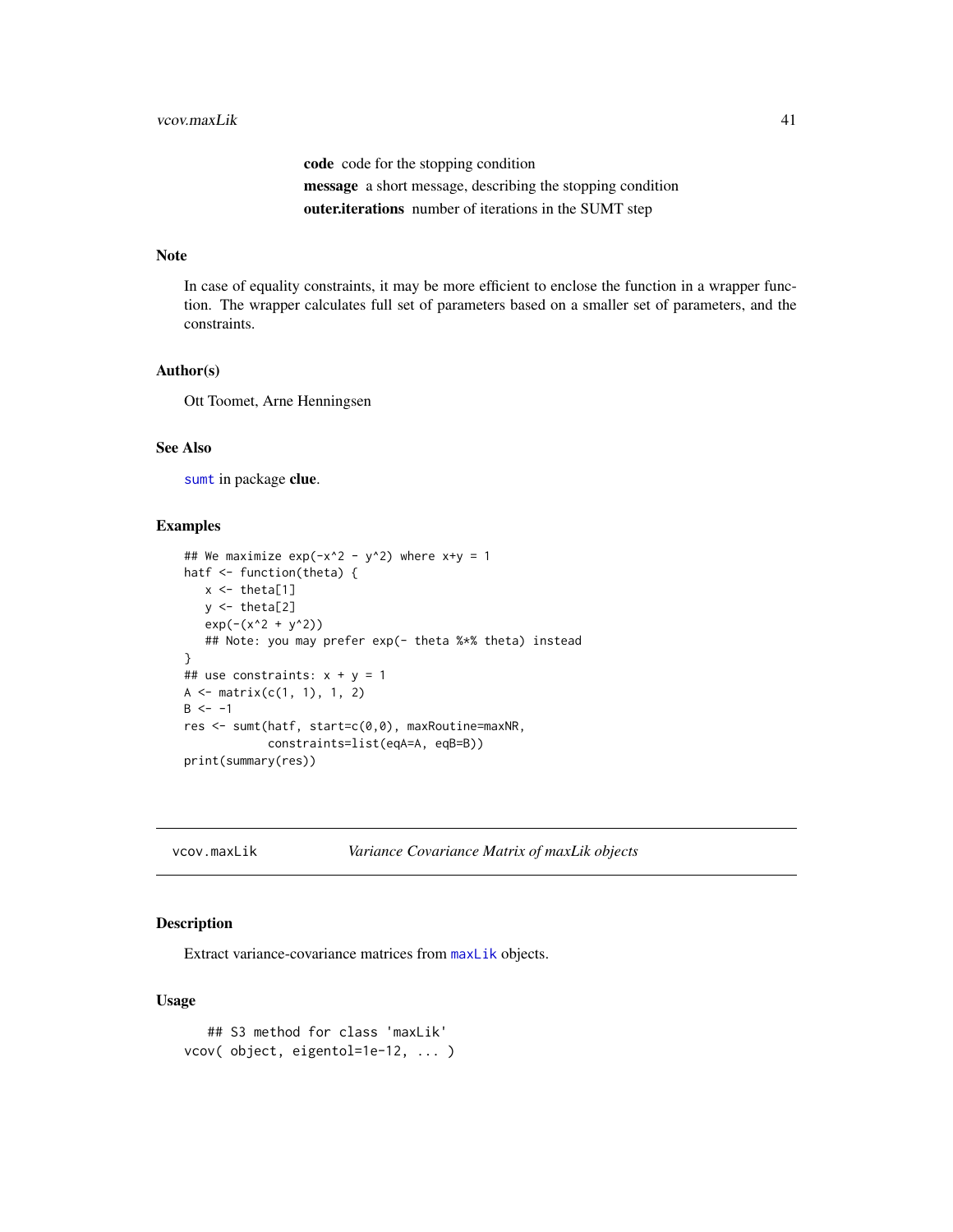**code** code for the stopping condition

**message** a short message, describing the stopping condition

**outer.iterations** number of iterations in the SUMT step

### Note

In case of equality constraints, it may be more efficient to enclose the function in a wrapper function. The wrapper calculates full set of parameters based on a smaller set of parameters, and the constraints.

### Author(s)

Ott Toomet, Arne Henningsen

### See Also

sumt in package **clue**.

### Examples

```
## We maximize exp(-x^2 - y^2) where x+y = 1
hatf <- function(theta) {
   x <- theta[1]
   y <- theta[2]
   exp(-(x^2 + y^2))
   ## Note: you may prefer exp(- theta %*% theta) instead
}
## use constraints: x + y = 1
A <- matrix(c(1, 1), 1, 2)
B <- -1
res <- sumt(hatf, start=c(0,0), maxRoutine=maxNR,
            constraints=list(eqA=A, eqB=B))
print(summary(res))
```

---

## vcov.maxLik *Variance Covariance Matrix of maxLik objects*

### Description

Extract variance-covariance matrices from maxLik objects.

### Usage

```
    ## S3 method for class 'maxLik'
vcov( object, eigentol=1e-12, ... )
```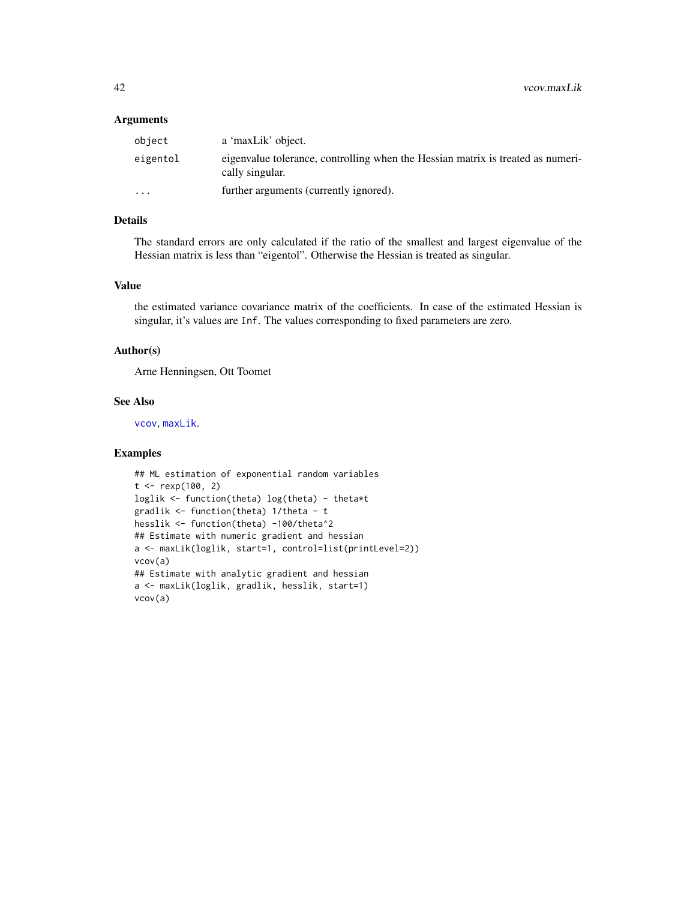## Arguments

| | |
|---|---|
| object | a 'maxLik' object. |
| eigentol | eigenvalue tolerance, controlling when the Hessian matrix is treated as numerically singular. |
| ... | further arguments (currently ignored). |

## Details

The standard errors are only calculated if the ratio of the smallest and largest eigenvalue of the Hessian matrix is less than "eigentol". Otherwise the Hessian is treated as singular.

## Value

the estimated variance covariance matrix of the coefficients. In case of the estimated Hessian is singular, it's values are `Inf`. The values corresponding to fixed parameters are zero.

## Author(s)

Arne Henningsen, Ott Toomet

## See Also

`vcov`, `maxLik`.

## Examples

```
## ML estimation of exponential random variables
t <- rexp(100, 2)
loglik <- function(theta) log(theta) - theta*t
gradlik <- function(theta) 1/theta - t
hesslik <- function(theta) -100/theta^2
## Estimate with numeric gradient and hessian
a <- maxLik(loglik, start=1, control=list(printLevel=2))
vcov(a)
## Estimate with analytic gradient and hessian
a <- maxLik(loglik, gradlik, hesslik, start=1)
vcov(a)
```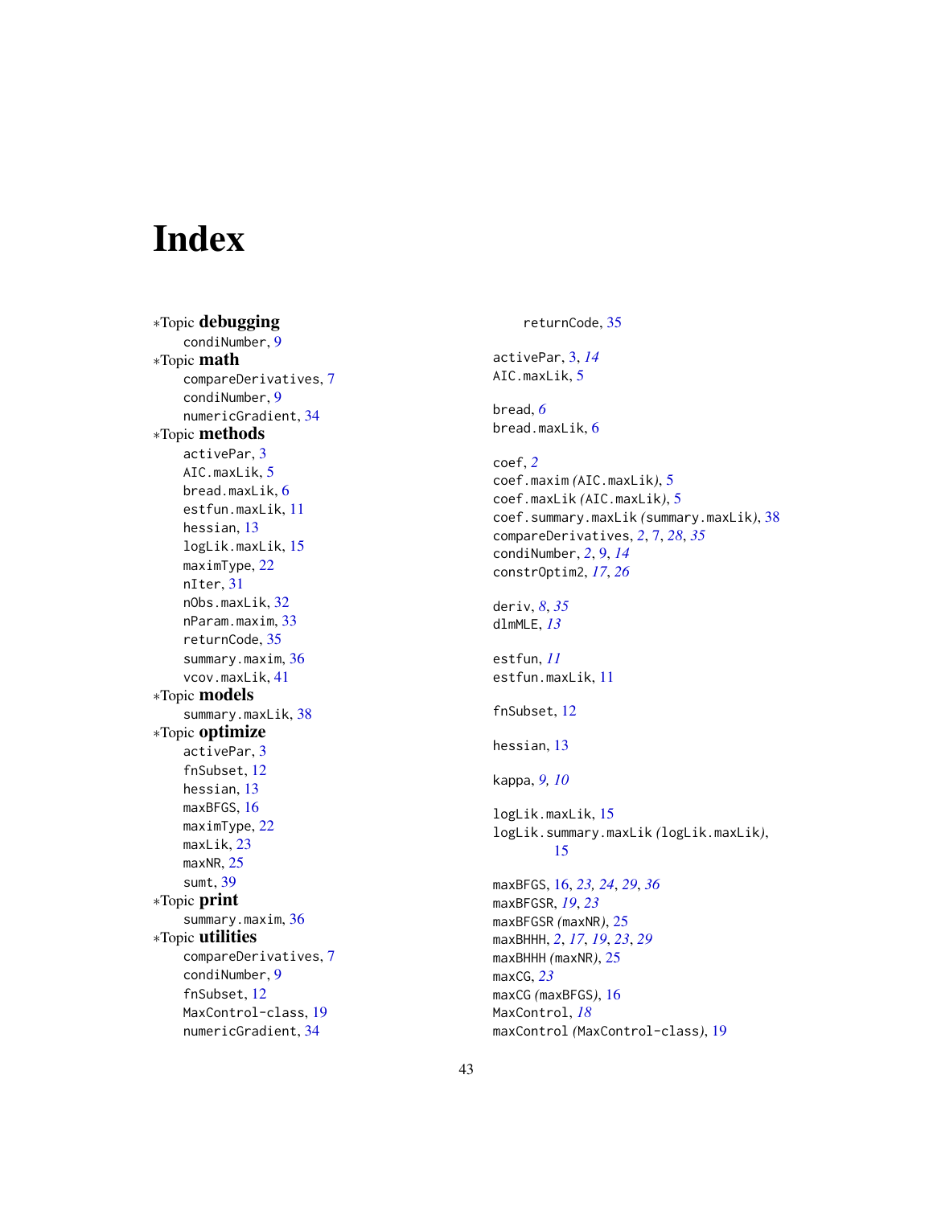# Index

*Topic **debugging**
- condiNumber, 9

*Topic **math**
- compareDerivatives, 7
- condiNumber, 9
- numericGradient, 34

*Topic **methods**
- activePar, 3
- AIC.maxLik, 5
- bread.maxLik, 6
- estfun.maxLik, 11
- hessian, 13
- logLik.maxLik, 15
- maximType, 22
- nIter, 31
- nObs.maxLik, 32
- nParam.maxim, 33
- returnCode, 35
- summary.maxim, 36
- vcov.maxLik, 41

*Topic **models**
- summary.maxLik, 38

*Topic **optimize**
- activePar, 3
- fnSubset, 12
- hessian, 13
- maxBFGS, 16
- maximType, 22
- maxLik, 23
- maxNR, 25
- sumt, 39

*Topic **print**
- summary.maxim, 36

*Topic **utilities**
- compareDerivatives, 7
- condiNumber, 9
- fnSubset, 12
- MaxControl-class, 19
- numericGradient, 34
- returnCode, 35

activePar, 3, *14*
AIC.maxLik, 5

bread, *6*
bread.maxLik, 6

coef, *2*
coef.maxim *(*AIC.maxLik*)*, 5
coef.maxLik *(*AIC.maxLik*)*, 5
coef.summary.maxLik *(*summary.maxLik*)*, 38
compareDerivatives, *2*, 7, *28*, *35*
condiNumber, *2*, 9, *14*
constrOptim2, *17*, *26*

deriv, *8*, *35*
dlmMLE, *13*

estfun, *11*
estfun.maxLik, 11

fnSubset, 12

hessian, 13

kappa, *9, 10*

logLik.maxLik, 15
logLik.summary.maxLik *(*logLik.maxLik*)*, 15

maxBFGS, 16, *23*, *24*, *29*, *36*
maxBFGSR, *19*, *23*
maxBFGSR *(*maxNR*)*, 25
maxBHHH, *2*, *17*, *19*, *23*, *29*
maxBHHH *(*maxNR*)*, 25
maxCG, *23*
maxCG *(*maxBFGS*)*, 16
MaxControl, *18*
maxControl *(*MaxControl-class*)*, 19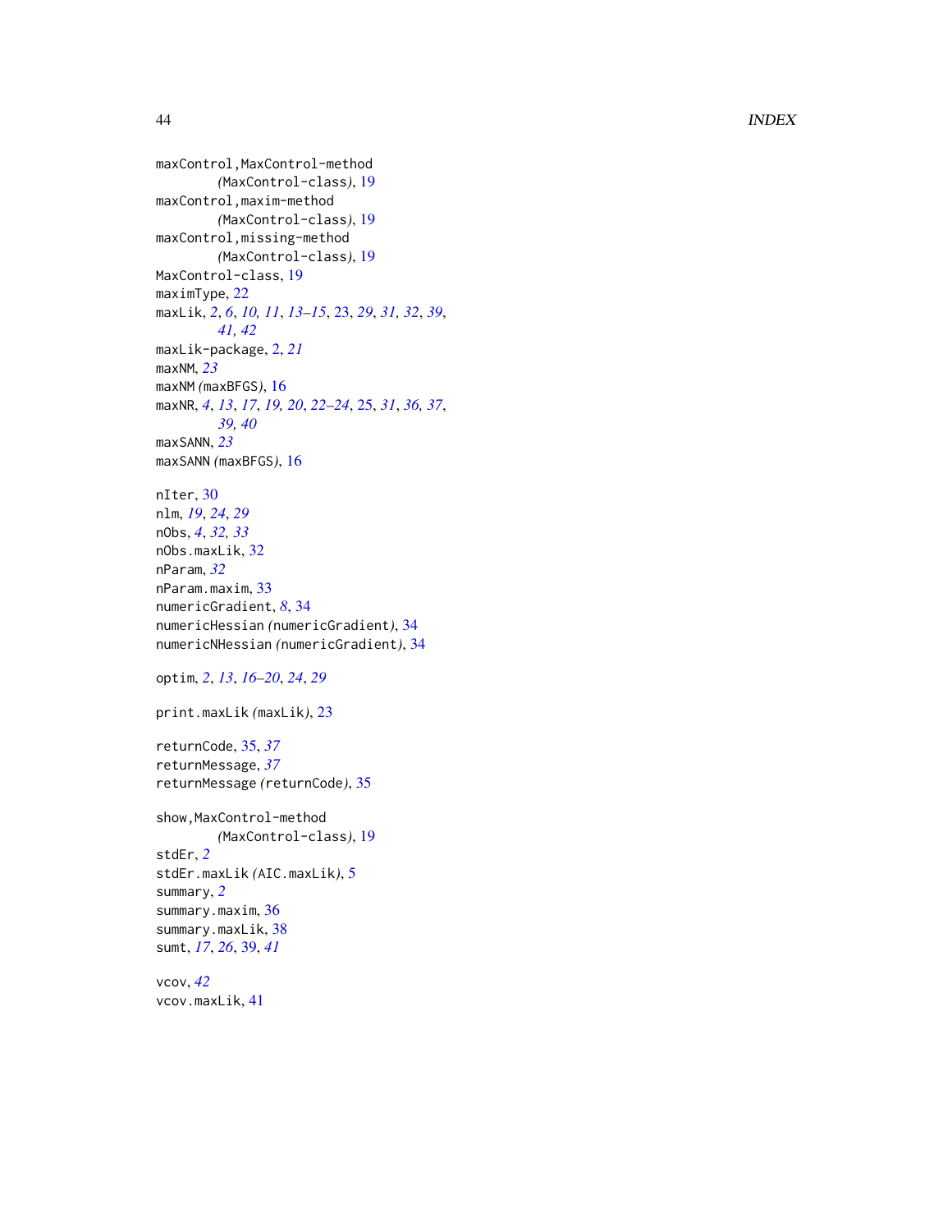maxControl,MaxControl-method
    *(*MaxControl-class*)*, 19
maxControl,maxim-method
    *(*MaxControl-class*)*, 19
maxControl,missing-method
    *(*MaxControl-class*)*, 19
MaxControl-class, 19
maximType, 22
maxLik, 2, *6*, *10, 11*, *13–15*, 23, *29*, *31, 32*, *39*,
    *41, 42*
maxLik-package, 2, *21*
maxNM, *23*
maxNM *(*maxBFGS*)*, 16
maxNR, *4*, *13*, *17*, *19, 20*, *22–24*, 25, *31*, *36, 37*,
    *39, 40*
maxSANN, *23*
maxSANN *(*maxBFGS*)*, 16

nIter, 30
nlm, *19*, *24*, *29*
nObs, *4*, *32, 33*
nObs.maxLik, 32
nParam, *32*
nParam.maxim, 33
numericGradient, *8*, 34
numericHessian *(*numericGradient*)*, 34
numericNHessian *(*numericGradient*)*, 34

optim, *2*, *13*, *16–20*, *24*, *29*

print.maxLik *(*maxLik*)*, 23

returnCode, 35, *37*
returnMessage, *37*
returnMessage *(*returnCode*)*, 35

show,MaxControl-method
    *(*MaxControl-class*)*, 19
stdEr, *2*
stdEr.maxLik *(*AIC.maxLik*)*, 5
summary, *2*
summary.maxim, 36
summary.maxLik, 38
sumt, *17*, *26*, 39, *41*

vcov, *42*
vcov.maxLik, 41